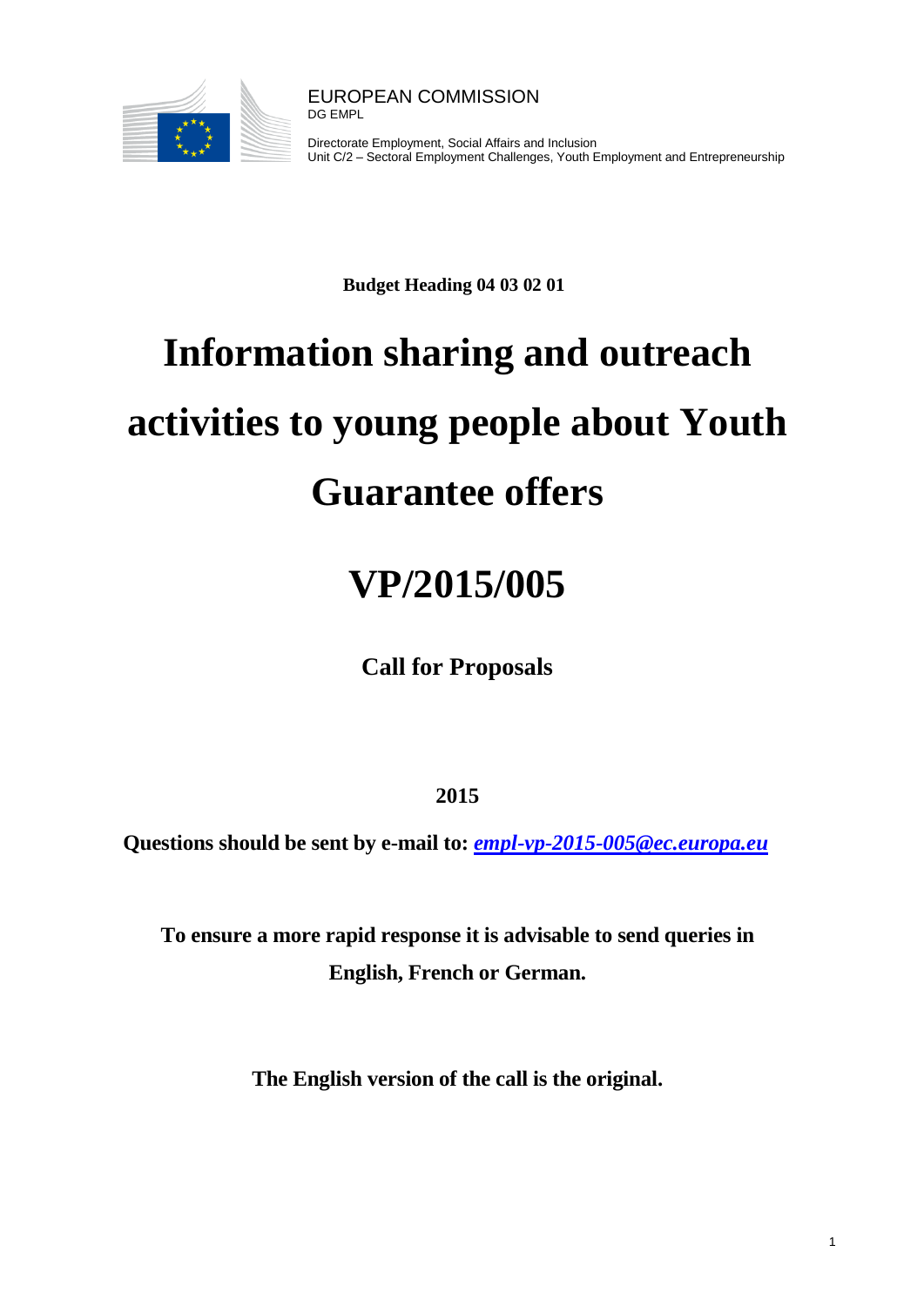EUROPEAN COMMISSION
DG EMPL

Directorate Employment, Social Affairs and Inclusion
Unit C/2 – Sectoral Employment Challenges, Youth Employment and Entrepreneurship

**Budget Heading 04 03 02 01**

# Information sharing and outreach activities to young people about Youth Guarantee offers

# VP/2015/005

## Call for Proposals

**2015**

**Questions should be sent by e-mail to: *empl-vp-2015-005@ec.europa.eu***

**To ensure a more rapid response it is advisable to send queries in English, French or German.**

**The English version of the call is the original.**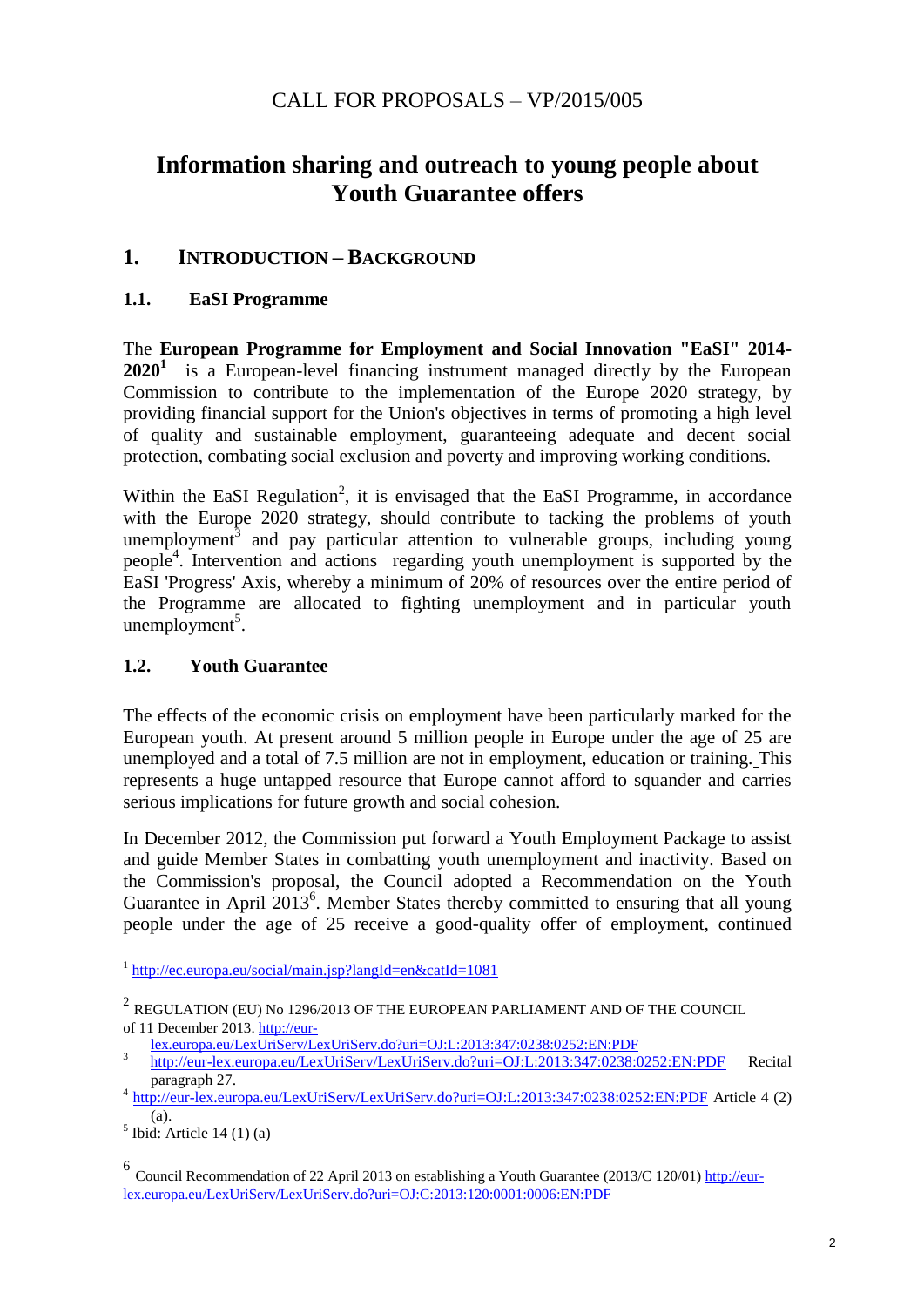CALL FOR PROPOSALS – VP/2015/005

# Information sharing and outreach to young people about Youth Guarantee offers

## 1. INTRODUCTION – BACKGROUND

### 1.1. EaSI Programme

The **European Programme for Employment and Social Innovation "EaSI" 2014-2020**[1] is a European-level financing instrument managed directly by the European Commission to contribute to the implementation of the Europe 2020 strategy, by providing financial support for the Union's objectives in terms of promoting a high level of quality and sustainable employment, guaranteeing adequate and decent social protection, combating social exclusion and poverty and improving working conditions.

Within the EaSI Regulation[2], it is envisaged that the EaSI Programme, in accordance with the Europe 2020 strategy, should contribute to tacking the problems of youth unemployment[3] and pay particular attention to vulnerable groups, including young people[4]. Intervention and actions regarding youth unemployment is supported by the EaSI 'Progress' Axis, whereby a minimum of 20% of resources over the entire period of the Programme are allocated to fighting unemployment and in particular youth unemployment[5].

### 1.2. Youth Guarantee

The effects of the economic crisis on employment have been particularly marked for the European youth. At present around 5 million people in Europe under the age of 25 are unemployed and a total of 7.5 million are not in employment, education or training. This represents a huge untapped resource that Europe cannot afford to squander and carries serious implications for future growth and social cohesion.

In December 2012, the Commission put forward a Youth Employment Package to assist and guide Member States in combatting youth unemployment and inactivity. Based on the Commission's proposal, the Council adopted a Recommendation on the Youth Guarantee in April 2013[6]. Member States thereby committed to ensuring that all young people under the age of 25 receive a good-quality offer of employment, continued

---

[1] http://ec.europa.eu/social/main.jsp?langId=en&catId=1081

[2] REGULATION (EU) No 1296/2013 OF THE EUROPEAN PARLIAMENT AND OF THE COUNCIL of 11 December 2013. http://eur-lex.europa.eu/LexUriServ/LexUriServ.do?uri=OJ:L:2013:347:0238:0252:EN:PDF

[3] http://eur-lex.europa.eu/LexUriServ/LexUriServ.do?uri=OJ:L:2013:347:0238:0252:EN:PDF Recital paragraph 27.

[4] http://eur-lex.europa.eu/LexUriServ/LexUriServ.do?uri=OJ:L:2013:347:0238:0252:EN:PDF Article 4 (2) (a).

[5] Ibid: Article 14 (1) (a)

[6] Council Recommendation of 22 April 2013 on establishing a Youth Guarantee (2013/C 120/01) http://eur-lex.europa.eu/LexUriServ/LexUriServ.do?uri=OJ:C:2013:120:0001:0006:EN:PDF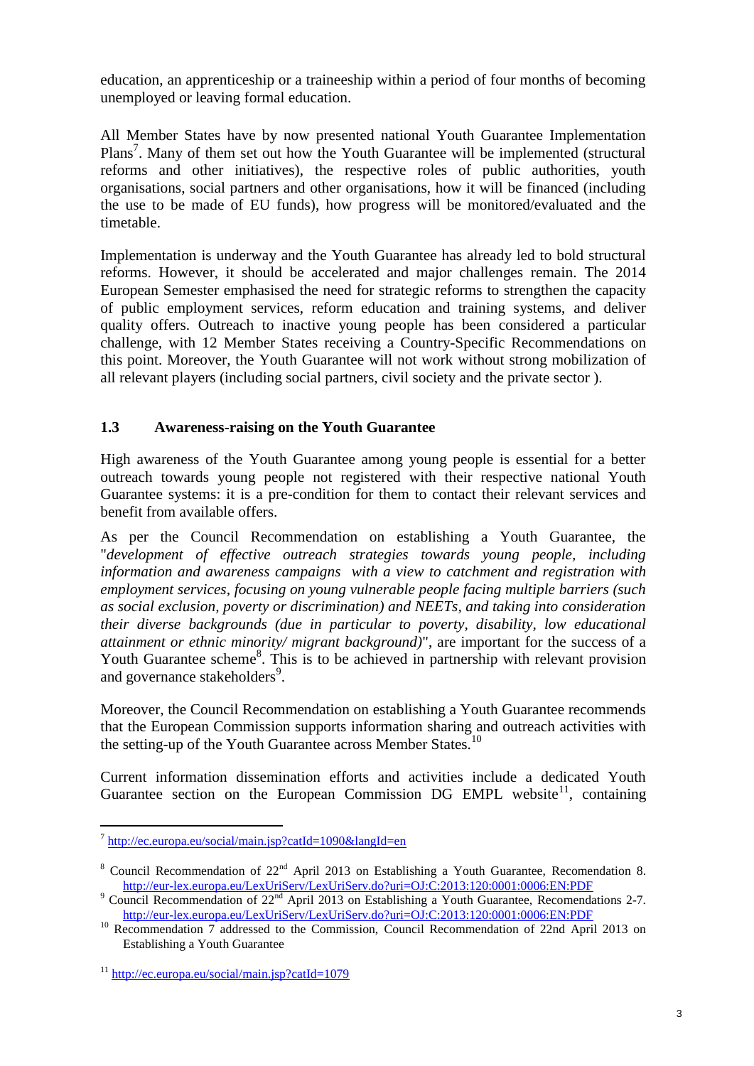education, an apprenticeship or a traineeship within a period of four months of becoming unemployed or leaving formal education.

All Member States have by now presented national Youth Guarantee Implementation Plans[7]. Many of them set out how the Youth Guarantee will be implemented (structural reforms and other initiatives), the respective roles of public authorities, youth organisations, social partners and other organisations, how it will be financed (including the use to be made of EU funds), how progress will be monitored/evaluated and the timetable.

Implementation is underway and the Youth Guarantee has already led to bold structural reforms. However, it should be accelerated and major challenges remain. The 2014 European Semester emphasised the need for strategic reforms to strengthen the capacity of public employment services, reform education and training systems, and deliver quality offers. Outreach to inactive young people has been considered a particular challenge, with 12 Member States receiving a Country-Specific Recommendations on this point. Moreover, the Youth Guarantee will not work without strong mobilization of all relevant players (including social partners, civil society and the private sector ).

### 1.3 Awareness-raising on the Youth Guarantee

High awareness of the Youth Guarantee among young people is essential for a better outreach towards young people not registered with their respective national Youth Guarantee systems: it is a pre-condition for them to contact their relevant services and benefit from available offers.

As per the Council Recommendation on establishing a Youth Guarantee, the "*development of effective outreach strategies towards young people, including information and awareness campaigns with a view to catchment and registration with employment services, focusing on young vulnerable people facing multiple barriers (such as social exclusion, poverty or discrimination) and NEETs, and taking into consideration their diverse backgrounds (due in particular to poverty, disability, low educational attainment or ethnic minority/ migrant background)*", are important for the success of a Youth Guarantee scheme[8]. This is to be achieved in partnership with relevant provision and governance stakeholders[9].

Moreover, the Council Recommendation on establishing a Youth Guarantee recommends that the European Commission supports information sharing and outreach activities with the setting-up of the Youth Guarantee across Member States.[10]

Current information dissemination efforts and activities include a dedicated Youth Guarantee section on the European Commission DG EMPL website[11], containing

---

[7] http://ec.europa.eu/social/main.jsp?catId=1090&langId=en

[8] Council Recommendation of 22nd April 2013 on Establishing a Youth Guarantee, Recomendation 8. http://eur-lex.europa.eu/LexUriServ/LexUriServ.do?uri=OJ:C:2013:120:0001:0006:EN:PDF

[9] Council Recommendation of 22nd April 2013 on Establishing a Youth Guarantee, Recomendations 2-7. http://eur-lex.europa.eu/LexUriServ/LexUriServ.do?uri=OJ:C:2013:120:0001:0006:EN:PDF

[10] Recommendation 7 addressed to the Commission, Council Recommendation of 22nd April 2013 on Establishing a Youth Guarantee

[11] http://ec.europa.eu/social/main.jsp?catId=1079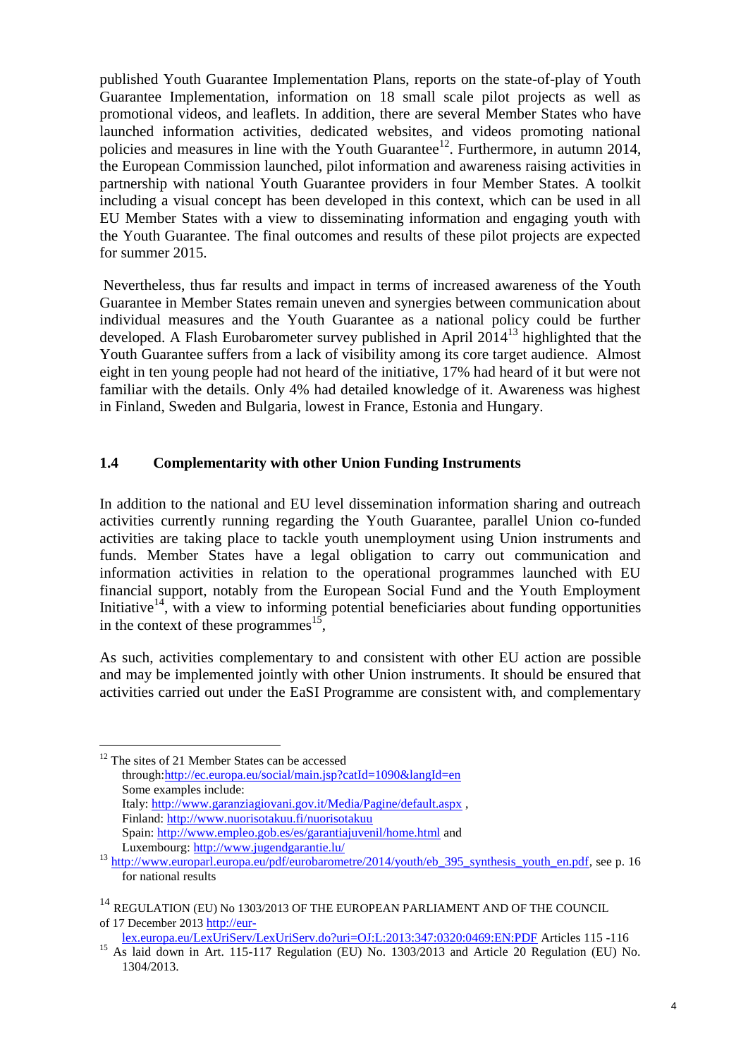published Youth Guarantee Implementation Plans, reports on the state-of-play of Youth Guarantee Implementation, information on 18 small scale pilot projects as well as promotional videos, and leaflets. In addition, there are several Member States who have launched information activities, dedicated websites, and videos promoting national policies and measures in line with the Youth Guarantee[12]. Furthermore, in autumn 2014, the European Commission launched, pilot information and awareness raising activities in partnership with national Youth Guarantee providers in four Member States. A toolkit including a visual concept has been developed in this context, which can be used in all EU Member States with a view to disseminating information and engaging youth with the Youth Guarantee. The final outcomes and results of these pilot projects are expected for summer 2015.

Nevertheless, thus far results and impact in terms of increased awareness of the Youth Guarantee in Member States remain uneven and synergies between communication about individual measures and the Youth Guarantee as a national policy could be further developed. A Flash Eurobarometer survey published in April 2014[13] highlighted that the Youth Guarantee suffers from a lack of visibility among its core target audience. Almost eight in ten young people had not heard of the initiative, 17% had heard of it but were not familiar with the details. Only 4% had detailed knowledge of it. Awareness was highest in Finland, Sweden and Bulgaria, lowest in France, Estonia and Hungary.

### 1.4 Complementarity with other Union Funding Instruments

In addition to the national and EU level dissemination information sharing and outreach activities currently running regarding the Youth Guarantee, parallel Union co-funded activities are taking place to tackle youth unemployment using Union instruments and funds. Member States have a legal obligation to carry out communication and information activities in relation to the operational programmes launched with EU financial support, notably from the European Social Fund and the Youth Employment Initiative[14], with a view to informing potential beneficiaries about funding opportunities in the context of these programmes[15],

As such, activities complementary to and consistent with other EU action are possible and may be implemented jointly with other Union instruments. It should be ensured that activities carried out under the EaSI Programme are consistent with, and complementary

---

[12] The sites of 21 Member States can be accessed through:http://ec.europa.eu/social/main.jsp?catId=1090&langId=en
Some examples include:
Italy: http://www.garanziagiovani.gov.it/Media/Pagine/default.aspx ,
Finland: http://www.nuorisotakuu.fi/nuorisotakuu
Spain: http://www.empleo.gob.es/es/garantiajuvenil/home.html and
Luxembourg: http://www.jugendgarantie.lu/

[13] http://www.europarl.europa.eu/pdf/eurobarometre/2014/youth/eb_395_synthesis_youth_en.pdf, see p. 16 for national results

[14] REGULATION (EU) No 1303/2013 OF THE EUROPEAN PARLIAMENT AND OF THE COUNCIL of 17 December 2013 http://eur-lex.europa.eu/LexUriServ/LexUriServ.do?uri=OJ:L:2013:347:0320:0469:EN:PDF Articles 115 -116

[15] As laid down in Art. 115-117 Regulation (EU) No. 1303/2013 and Article 20 Regulation (EU) No. 1304/2013.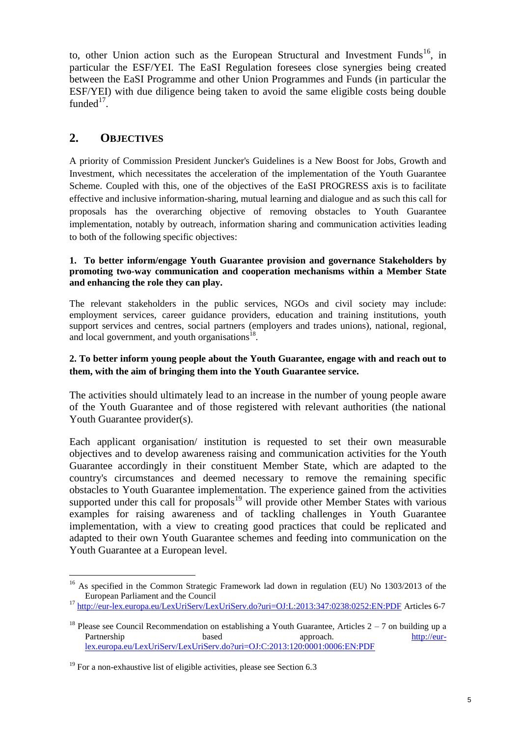to, other Union action such as the European Structural and Investment Funds[16], in particular the ESF/YEI. The EaSI Regulation foresees close synergies being created between the EaSI Programme and other Union Programmes and Funds (in particular the ESF/YEI) with due diligence being taken to avoid the same eligible costs being double funded[17].

## 2. OBJECTIVES

A priority of Commission President Juncker's Guidelines is a New Boost for Jobs, Growth and Investment, which necessitates the acceleration of the implementation of the Youth Guarantee Scheme. Coupled with this, one of the objectives of the EaSI PROGRESS axis is to facilitate effective and inclusive information-sharing, mutual learning and dialogue and as such this call for proposals has the overarching objective of removing obstacles to Youth Guarantee implementation, notably by outreach, information sharing and communication activities leading to both of the following specific objectives:

**1. To better inform/engage Youth Guarantee provision and governance Stakeholders by promoting two-way communication and cooperation mechanisms within a Member State and enhancing the role they can play.**

The relevant stakeholders in the public services, NGOs and civil society may include: employment services, career guidance providers, education and training institutions, youth support services and centres, social partners (employers and trades unions), national, regional, and local government, and youth organisations[18].

**2. To better inform young people about the Youth Guarantee, engage with and reach out to them, with the aim of bringing them into the Youth Guarantee service.**

The activities should ultimately lead to an increase in the number of young people aware of the Youth Guarantee and of those registered with relevant authorities (the national Youth Guarantee provider(s).

Each applicant organisation/ institution is requested to set their own measurable objectives and to develop awareness raising and communication activities for the Youth Guarantee accordingly in their constituent Member State, which are adapted to the country's circumstances and deemed necessary to remove the remaining specific obstacles to Youth Guarantee implementation. The experience gained from the activities supported under this call for proposals[19] will provide other Member States with various examples for raising awareness and of tackling challenges in Youth Guarantee implementation, with a view to creating good practices that could be replicated and adapted to their own Youth Guarantee schemes and feeding into communication on the Youth Guarantee at a European level.

---

[16] As specified in the Common Strategic Framework lad down in regulation (EU) No 1303/2013 of the European Parliament and the Council

[17] http://eur-lex.europa.eu/LexUriServ/LexUriServ.do?uri=OJ:L:2013:347:0238:0252:EN:PDF Articles 6-7

[18] Please see Council Recommendation on establishing a Youth Guarantee, Articles 2 – 7 on building up a Partnership based approach. http://eur-lex.europa.eu/LexUriServ/LexUriServ.do?uri=OJ:C:2013:120:0001:0006:EN:PDF

[19] For a non-exhaustive list of eligible activities, please see Section 6.3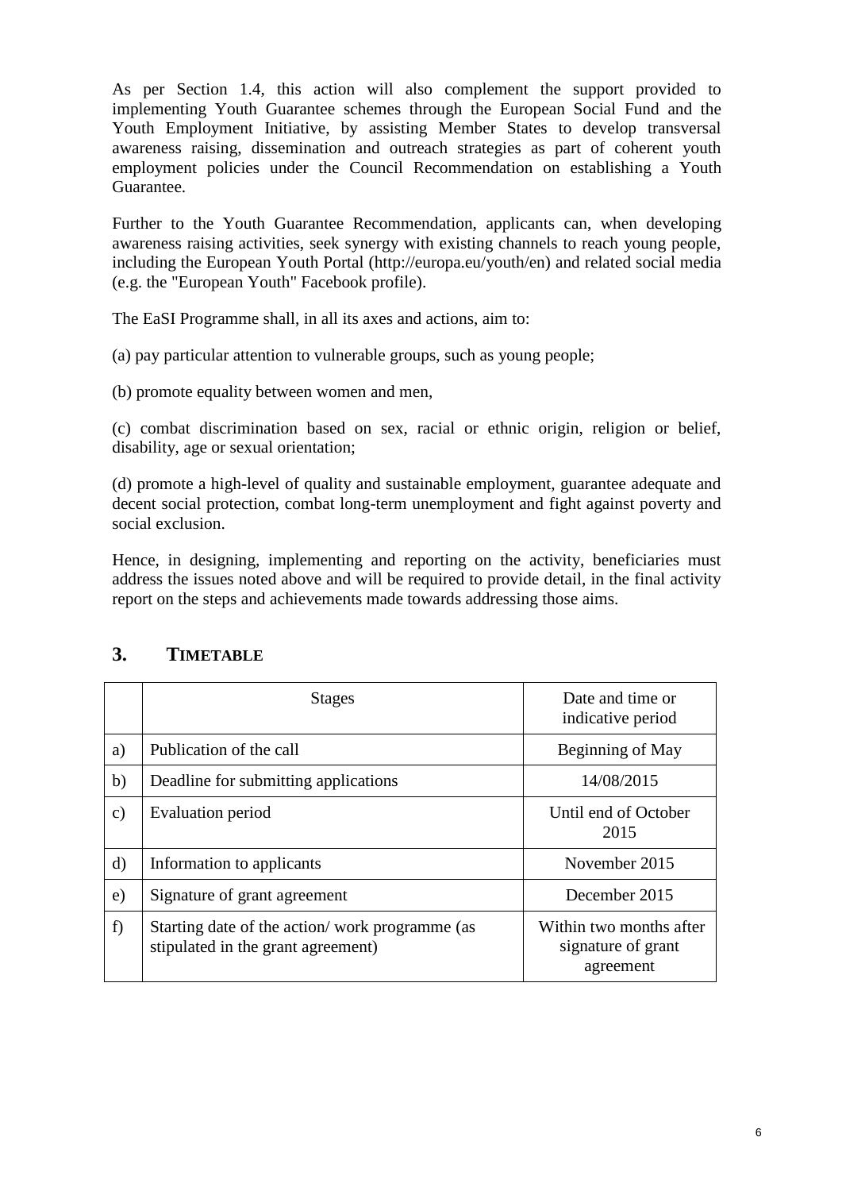As per Section 1.4, this action will also complement the support provided to implementing Youth Guarantee schemes through the European Social Fund and the Youth Employment Initiative, by assisting Member States to develop transversal awareness raising, dissemination and outreach strategies as part of coherent youth employment policies under the Council Recommendation on establishing a Youth Guarantee.

Further to the Youth Guarantee Recommendation, applicants can, when developing awareness raising activities, seek synergy with existing channels to reach young people, including the European Youth Portal (http://europa.eu/youth/en) and related social media (e.g. the "European Youth" Facebook profile).

The EaSI Programme shall, in all its axes and actions, aim to:

(a) pay particular attention to vulnerable groups, such as young people;

(b) promote equality between women and men,

(c) combat discrimination based on sex, racial or ethnic origin, religion or belief, disability, age or sexual orientation;

(d) promote a high-level of quality and sustainable employment, guarantee adequate and decent social protection, combat long-term unemployment and fight against poverty and social exclusion.

Hence, in designing, implementing and reporting on the activity, beneficiaries must address the issues noted above and will be required to provide detail, in the final activity report on the steps and achievements made towards addressing those aims.

## 3. TIMETABLE

| | Stages | Date and time or indicative period |
|---|---|---|
| a) | Publication of the call | Beginning of May |
| b) | Deadline for submitting applications | 14/08/2015 |
| c) | Evaluation period | Until end of October 2015 |
| d) | Information to applicants | November 2015 |
| e) | Signature of grant agreement | December 2015 |
| f) | Starting date of the action/ work programme (as stipulated in the grant agreement) | Within two months after signature of grant agreement |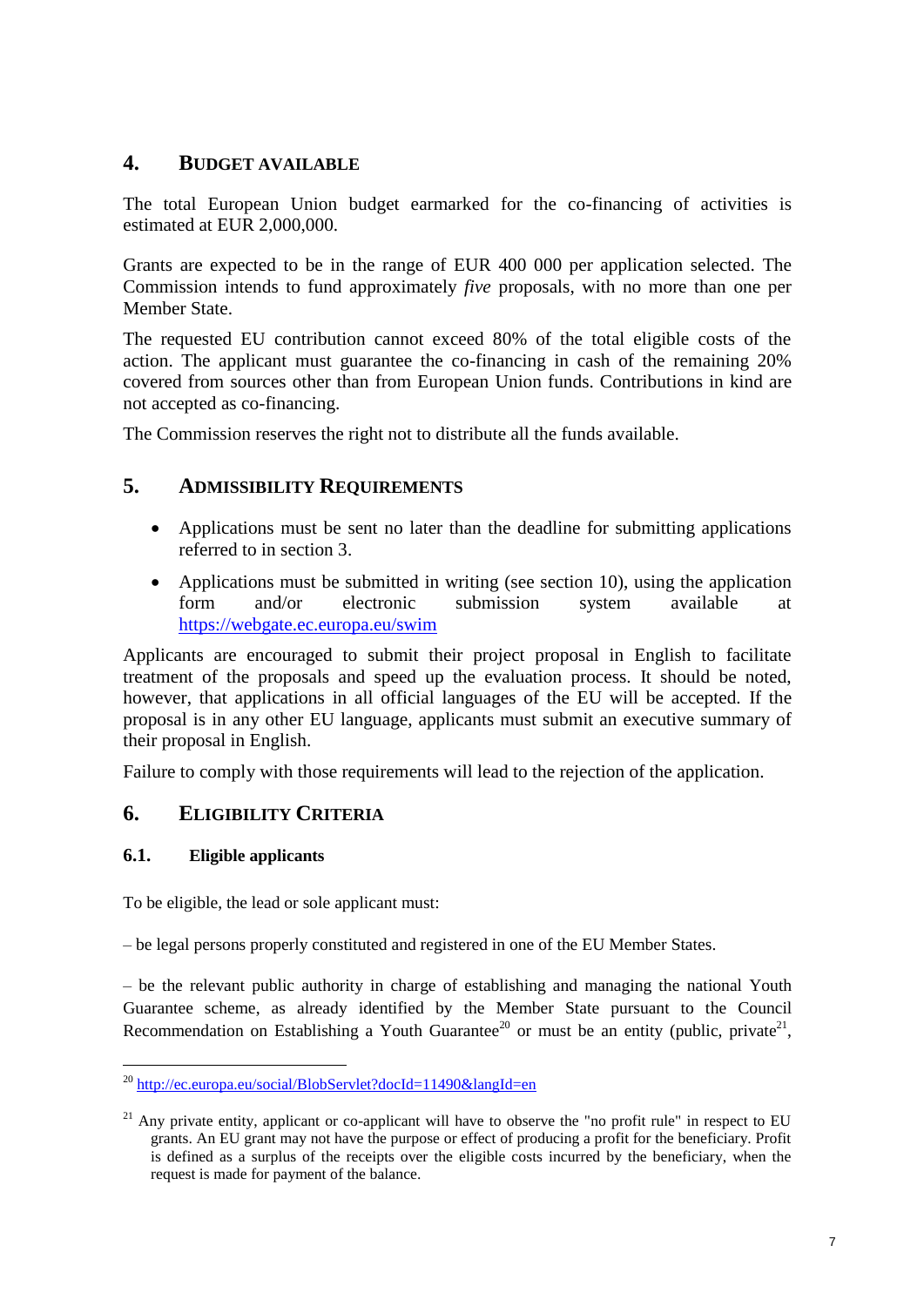## 4. BUDGET AVAILABLE

The total European Union budget earmarked for the co-financing of activities is estimated at EUR 2,000,000.

Grants are expected to be in the range of EUR 400 000 per application selected. The Commission intends to fund approximately *five* proposals, with no more than one per Member State.

The requested EU contribution cannot exceed 80% of the total eligible costs of the action. The applicant must guarantee the co-financing in cash of the remaining 20% covered from sources other than from European Union funds. Contributions in kind are not accepted as co-financing.

The Commission reserves the right not to distribute all the funds available.

## 5. ADMISSIBILITY REQUIREMENTS

- Applications must be sent no later than the deadline for submitting applications referred to in section 3.
- Applications must be submitted in writing (see section 10), using the application form and/or electronic submission system available at https://webgate.ec.europa.eu/swim

Applicants are encouraged to submit their project proposal in English to facilitate treatment of the proposals and speed up the evaluation process. It should be noted, however, that applications in all official languages of the EU will be accepted. If the proposal is in any other EU language, applicants must submit an executive summary of their proposal in English.

Failure to comply with those requirements will lead to the rejection of the application.

## 6. ELIGIBILITY CRITERIA

### 6.1. Eligible applicants

To be eligible, the lead or sole applicant must:

– be legal persons properly constituted and registered in one of the EU Member States.

– be the relevant public authority in charge of establishing and managing the national Youth Guarantee scheme, as already identified by the Member State pursuant to the Council Recommendation on Establishing a Youth Guarantee[20] or must be an entity (public, private[21],

---

[20] http://ec.europa.eu/social/BlobServlet?docId=11490&langId=en

[21] Any private entity, applicant or co-applicant will have to observe the "no profit rule" in respect to EU grants. An EU grant may not have the purpose or effect of producing a profit for the beneficiary. Profit is defined as a surplus of the receipts over the eligible costs incurred by the beneficiary, when the request is made for payment of the balance.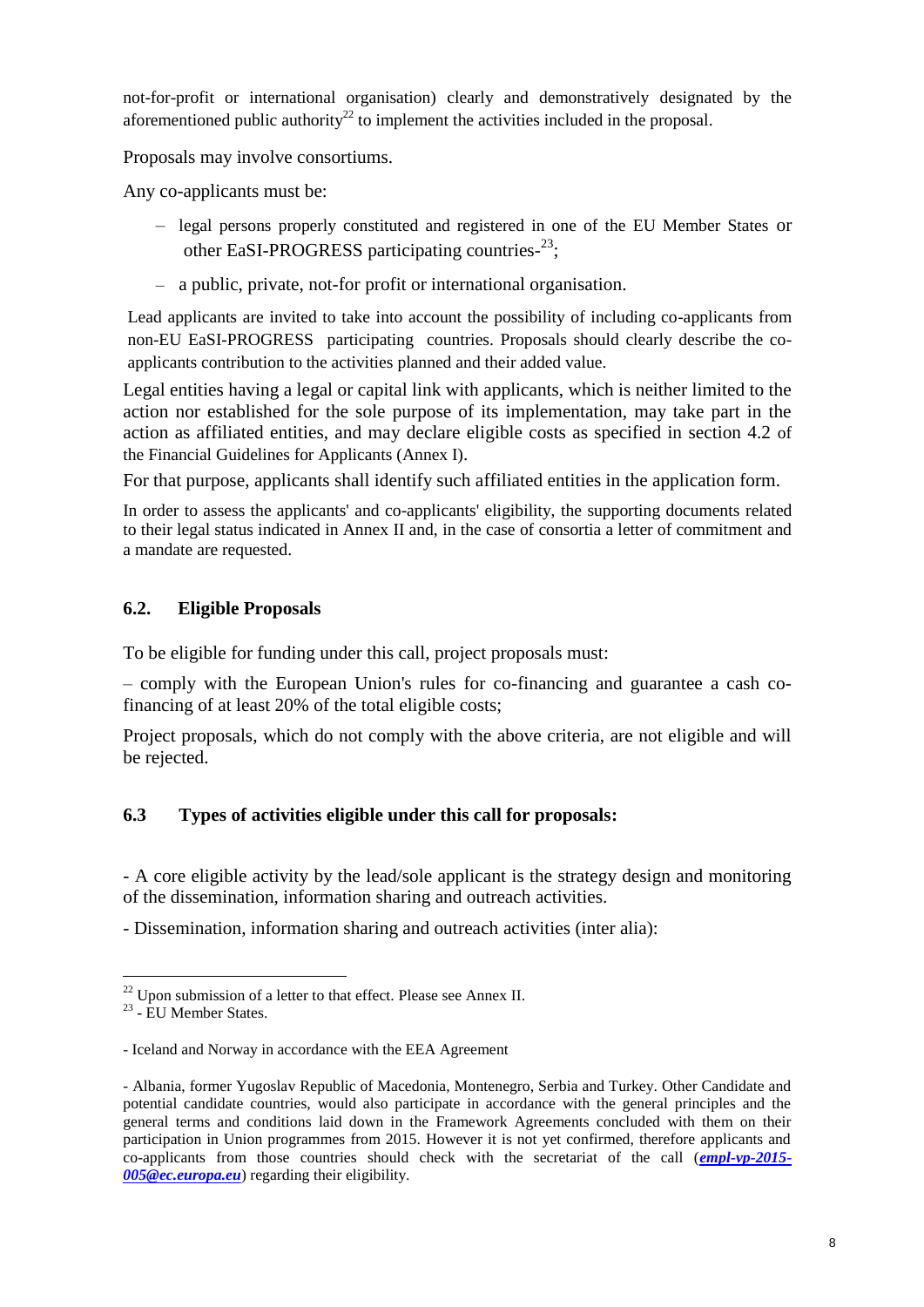not-for-profit or international organisation) clearly and demonstratively designated by the aforementioned public authority[22] to implement the activities included in the proposal.

Proposals may involve consortiums.

Any co-applicants must be:

- legal persons properly constituted and registered in one of the EU Member States or other EaSI-PROGRESS participating countries-[23];
- a public, private, not-for profit or international organisation.

Lead applicants are invited to take into account the possibility of including co-applicants from non-EU EaSI-PROGRESS participating countries. Proposals should clearly describe the co-applicants contribution to the activities planned and their added value.

Legal entities having a legal or capital link with applicants, which is neither limited to the action nor established for the sole purpose of its implementation, may take part in the action as affiliated entities, and may declare eligible costs as specified in section 4.2 of the Financial Guidelines for Applicants (Annex I).

For that purpose, applicants shall identify such affiliated entities in the application form.

In order to assess the applicants' and co-applicants' eligibility, the supporting documents related to their legal status indicated in Annex II and, in the case of consortia a letter of commitment and a mandate are requested.

### 6.2. Eligible Proposals

To be eligible for funding under this call, project proposals must:

– comply with the European Union's rules for co-financing and guarantee a cash co-financing of at least 20% of the total eligible costs;

Project proposals, which do not comply with the above criteria, are not eligible and will be rejected.

### 6.3 Types of activities eligible under this call for proposals:

- A core eligible activity by the lead/sole applicant is the strategy design and monitoring of the dissemination, information sharing and outreach activities.

- Dissemination, information sharing and outreach activities (inter alia):

---

[22] Upon submission of a letter to that effect. Please see Annex II.

[23] - EU Member States.

- Iceland and Norway in accordance with the EEA Agreement

- Albania, former Yugoslav Republic of Macedonia, Montenegro, Serbia and Turkey. Other Candidate and potential candidate countries, would also participate in accordance with the general principles and the general terms and conditions laid down in the Framework Agreements concluded with them on their participation in Union programmes from 2015. However it is not yet confirmed, therefore applicants and co-applicants from those countries should check with the secretariat of the call (***empl-vp-2015-005@ec.europa.eu***) regarding their eligibility.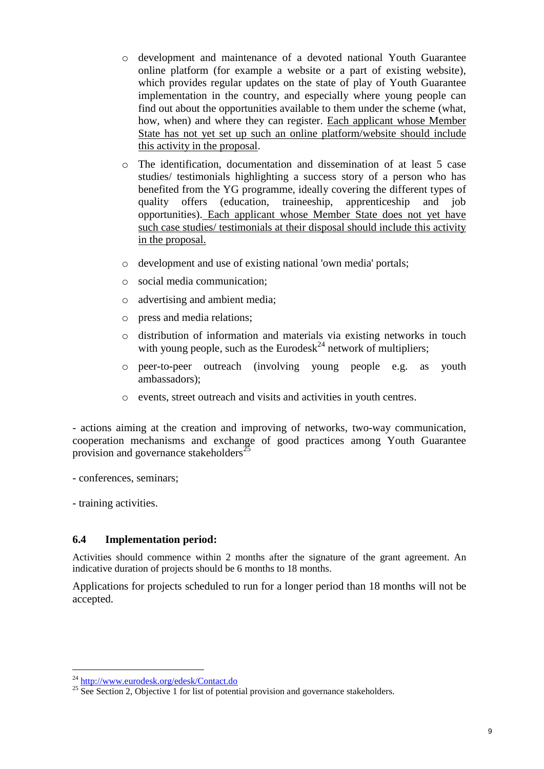- development and maintenance of a devoted national Youth Guarantee online platform (for example a website or a part of existing website), which provides regular updates on the state of play of Youth Guarantee implementation in the country, and especially where young people can find out about the opportunities available to them under the scheme (what, how, when) and where they can register. <u>Each applicant whose Member State has not yet set up such an online platform/website should include this activity in the proposal</u>.

- The identification, documentation and dissemination of at least 5 case studies/ testimonials highlighting a success story of a person who has benefited from the YG programme, ideally covering the different types of quality offers (education, traineeship, apprenticeship and job opportunities). <u>Each applicant whose Member State does not yet have such case studies/ testimonials at their disposal should include this activity in the proposal.</u>

- development and use of existing national 'own media' portals;

- social media communication;

- advertising and ambient media;

- press and media relations;

- distribution of information and materials via existing networks in touch with young people, such as the Eurodesk[24] network of multipliers;

- peer-to-peer outreach (involving young people e.g. as youth ambassadors);

- events, street outreach and visits and activities in youth centres.

- actions aiming at the creation and improving of networks, two-way communication, cooperation mechanisms and exchange of good practices among Youth Guarantee provision and governance stakeholders[25]

- conferences, seminars;

- training activities.

### 6.4 Implementation period:

Activities should commence within 2 months after the signature of the grant agreement. An indicative duration of projects should be 6 months to 18 months.

Applications for projects scheduled to run for a longer period than 18 months will not be accepted.

---

[24] http://www.eurodesk.org/edesk/Contact.do

[25] See Section 2, Objective 1 for list of potential provision and governance stakeholders.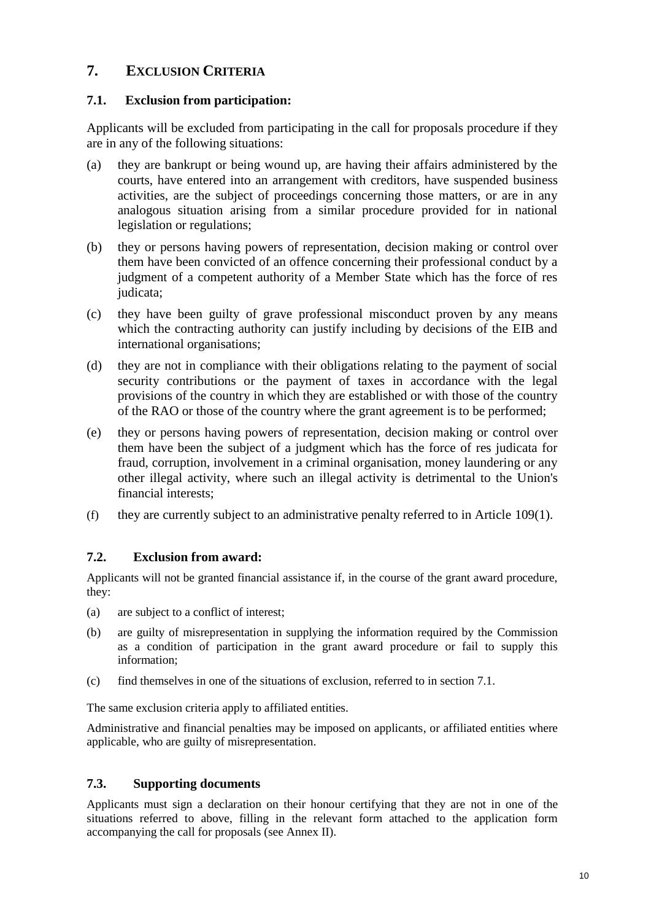# 7. EXCLUSION CRITERIA

## 7.1. Exclusion from participation:

Applicants will be excluded from participating in the call for proposals procedure if they are in any of the following situations:

(a) they are bankrupt or being wound up, are having their affairs administered by the courts, have entered into an arrangement with creditors, have suspended business activities, are the subject of proceedings concerning those matters, or are in any analogous situation arising from a similar procedure provided for in national legislation or regulations;

(b) they or persons having powers of representation, decision making or control over them have been convicted of an offence concerning their professional conduct by a judgment of a competent authority of a Member State which has the force of res judicata;

(c) they have been guilty of grave professional misconduct proven by any means which the contracting authority can justify including by decisions of the EIB and international organisations;

(d) they are not in compliance with their obligations relating to the payment of social security contributions or the payment of taxes in accordance with the legal provisions of the country in which they are established or with those of the country of the RAO or those of the country where the grant agreement is to be performed;

(e) they or persons having powers of representation, decision making or control over them have been the subject of a judgment which has the force of res judicata for fraud, corruption, involvement in a criminal organisation, money laundering or any other illegal activity, where such an illegal activity is detrimental to the Union's financial interests;

(f) they are currently subject to an administrative penalty referred to in Article 109(1).

## 7.2. Exclusion from award:

Applicants will not be granted financial assistance if, in the course of the grant award procedure, they:

(a) are subject to a conflict of interest;

(b) are guilty of misrepresentation in supplying the information required by the Commission as a condition of participation in the grant award procedure or fail to supply this information;

(c) find themselves in one of the situations of exclusion, referred to in section 7.1.

The same exclusion criteria apply to affiliated entities.

Administrative and financial penalties may be imposed on applicants, or affiliated entities where applicable, who are guilty of misrepresentation.

## 7.3. Supporting documents

Applicants must sign a declaration on their honour certifying that they are not in one of the situations referred to above, filling in the relevant form attached to the application form accompanying the call for proposals (see Annex II).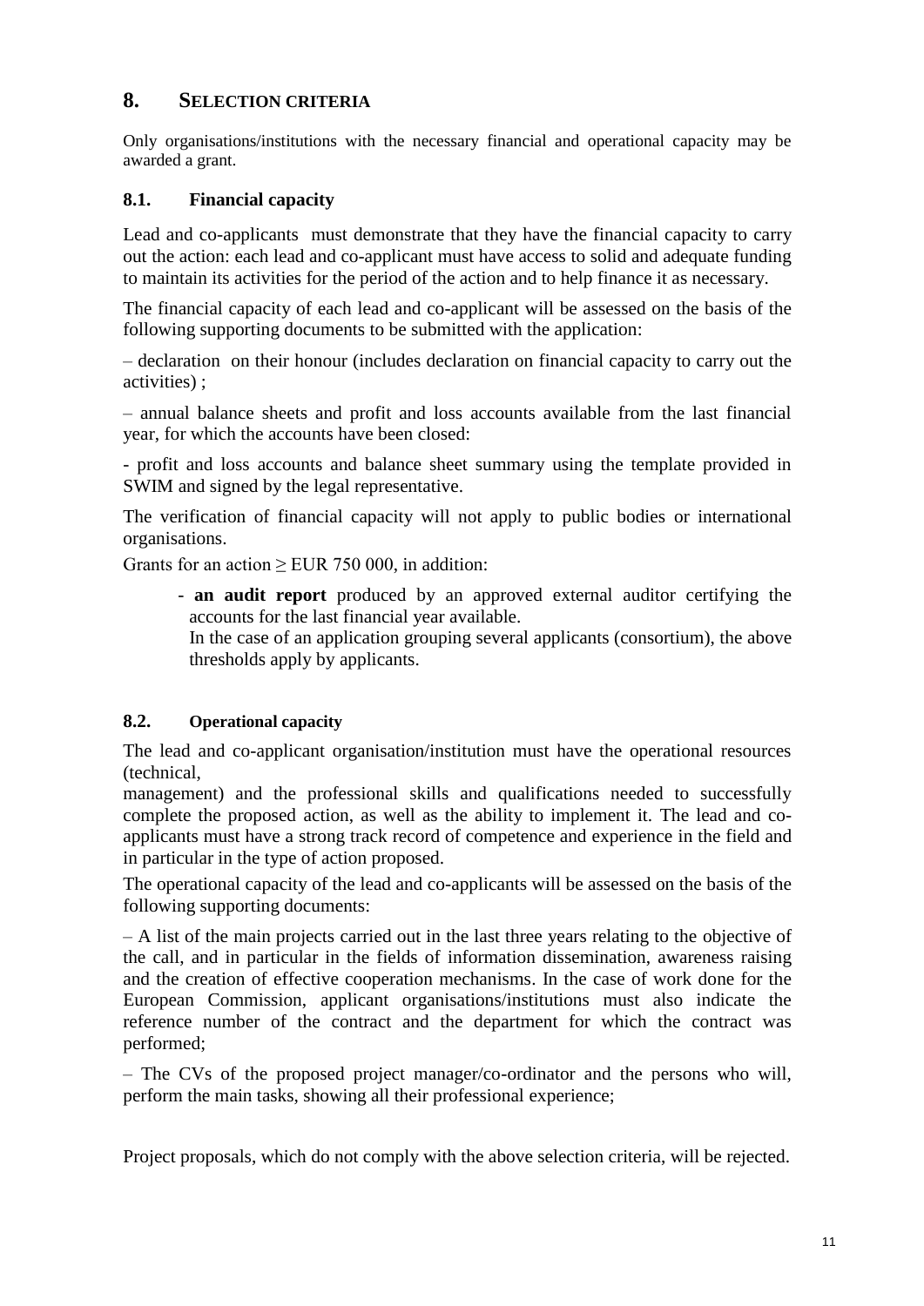## 8. SELECTION CRITERIA

Only organisations/institutions with the necessary financial and operational capacity may be awarded a grant.

### 8.1. Financial capacity

Lead and co-applicants must demonstrate that they have the financial capacity to carry out the action: each lead and co-applicant must have access to solid and adequate funding to maintain its activities for the period of the action and to help finance it as necessary.

The financial capacity of each lead and co-applicant will be assessed on the basis of the following supporting documents to be submitted with the application:

– declaration on their honour (includes declaration on financial capacity to carry out the activities) ;

– annual balance sheets and profit and loss accounts available from the last financial year, for which the accounts have been closed:

- profit and loss accounts and balance sheet summary using the template provided in SWIM and signed by the legal representative.

The verification of financial capacity will not apply to public bodies or international organisations.

Grants for an action ≥ EUR 750 000, in addition:

- **an audit report** produced by an approved external auditor certifying the accounts for the last financial year available.
  In the case of an application grouping several applicants (consortium), the above thresholds apply by applicants.

### 8.2. Operational capacity

The lead and co-applicant organisation/institution must have the operational resources (technical, management) and the professional skills and qualifications needed to successfully complete the proposed action, as well as the ability to implement it. The lead and co-applicants must have a strong track record of competence and experience in the field and in particular in the type of action proposed.

The operational capacity of the lead and co-applicants will be assessed on the basis of the following supporting documents:

– A list of the main projects carried out in the last three years relating to the objective of the call, and in particular in the fields of information dissemination, awareness raising and the creation of effective cooperation mechanisms. In the case of work done for the European Commission, applicant organisations/institutions must also indicate the reference number of the contract and the department for which the contract was performed;

– The CVs of the proposed project manager/co-ordinator and the persons who will, perform the main tasks, showing all their professional experience;

Project proposals, which do not comply with the above selection criteria, will be rejected.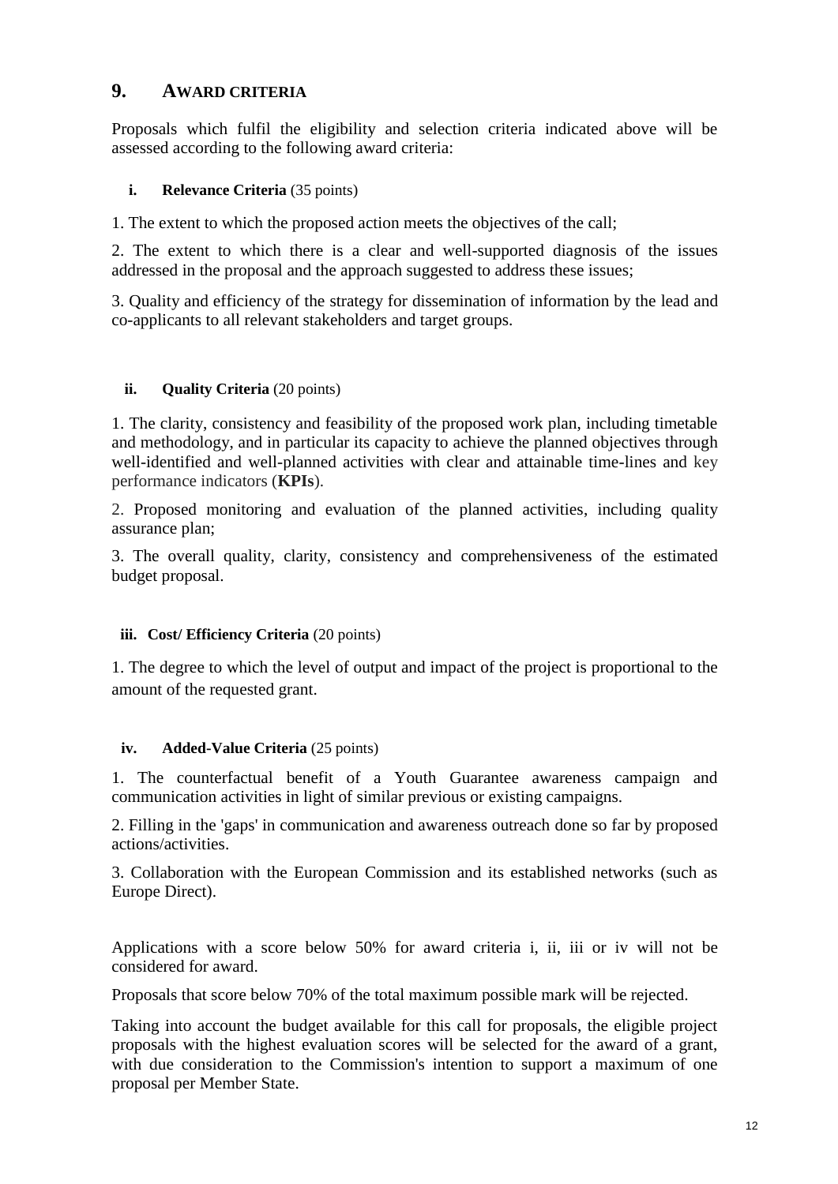## 9. AWARD CRITERIA

Proposals which fulfil the eligibility and selection criteria indicated above will be assessed according to the following award criteria:

### i. Relevance Criteria (35 points)

1. The extent to which the proposed action meets the objectives of the call;

2. The extent to which there is a clear and well-supported diagnosis of the issues addressed in the proposal and the approach suggested to address these issues;

3. Quality and efficiency of the strategy for dissemination of information by the lead and co-applicants to all relevant stakeholders and target groups.

### ii. Quality Criteria (20 points)

1. The clarity, consistency and feasibility of the proposed work plan, including timetable and methodology, and in particular its capacity to achieve the planned objectives through well-identified and well-planned activities with clear and attainable time-lines and key performance indicators (**KPIs**).

2. Proposed monitoring and evaluation of the planned activities, including quality assurance plan;

3. The overall quality, clarity, consistency and comprehensiveness of the estimated budget proposal.

### iii. Cost/ Efficiency Criteria (20 points)

1. The degree to which the level of output and impact of the project is proportional to the amount of the requested grant.

### iv. Added-Value Criteria (25 points)

1. The counterfactual benefit of a Youth Guarantee awareness campaign and communication activities in light of similar previous or existing campaigns.

2. Filling in the 'gaps' in communication and awareness outreach done so far by proposed actions/activities.

3. Collaboration with the European Commission and its established networks (such as Europe Direct).

Applications with a score below 50% for award criteria i, ii, iii or iv will not be considered for award.

Proposals that score below 70% of the total maximum possible mark will be rejected.

Taking into account the budget available for this call for proposals, the eligible project proposals with the highest evaluation scores will be selected for the award of a grant, with due consideration to the Commission's intention to support a maximum of one proposal per Member State.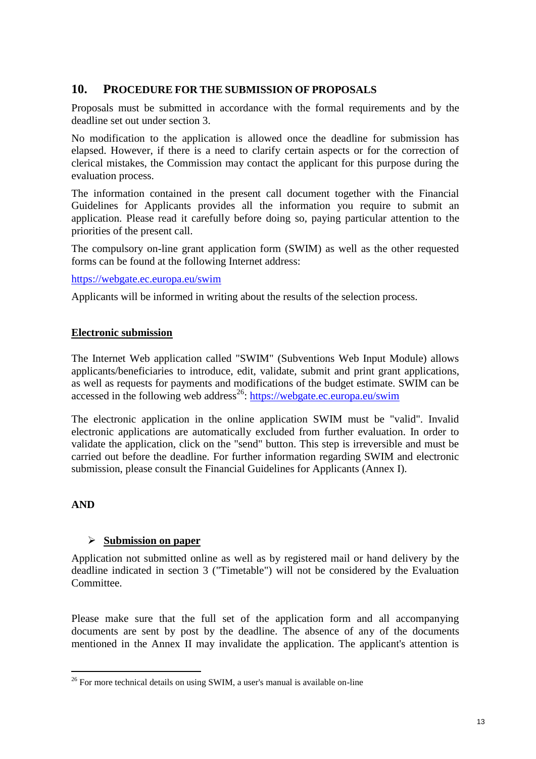## 10. PROCEDURE FOR THE SUBMISSION OF PROPOSALS

Proposals must be submitted in accordance with the formal requirements and by the deadline set out under section 3.

No modification to the application is allowed once the deadline for submission has elapsed. However, if there is a need to clarify certain aspects or for the correction of clerical mistakes, the Commission may contact the applicant for this purpose during the evaluation process.

The information contained in the present call document together with the Financial Guidelines for Applicants provides all the information you require to submit an application. Please read it carefully before doing so, paying particular attention to the priorities of the present call.

The compulsory on-line grant application form (SWIM) as well as the other requested forms can be found at the following Internet address:

https://webgate.ec.europa.eu/swim

Applicants will be informed in writing about the results of the selection process.

**Electronic submission**

The Internet Web application called "SWIM" (Subventions Web Input Module) allows applicants/beneficiaries to introduce, edit, validate, submit and print grant applications, as well as requests for payments and modifications of the budget estimate. SWIM can be accessed in the following web address[26]: https://webgate.ec.europa.eu/swim

The electronic application in the online application SWIM must be "valid". Invalid electronic applications are automatically excluded from further evaluation. In order to validate the application, click on the "send" button. This step is irreversible and must be carried out before the deadline. For further information regarding SWIM and electronic submission, please consult the Financial Guidelines for Applicants (Annex I).

**AND**

- **Submission on paper**

Application not submitted online as well as by registered mail or hand delivery by the deadline indicated in section 3 ("Timetable") will not be considered by the Evaluation Committee.

Please make sure that the full set of the application form and all accompanying documents are sent by post by the deadline. The absence of any of the documents mentioned in the Annex II may invalidate the application. The applicant's attention is

---

[26] For more technical details on using SWIM, a user's manual is available on-line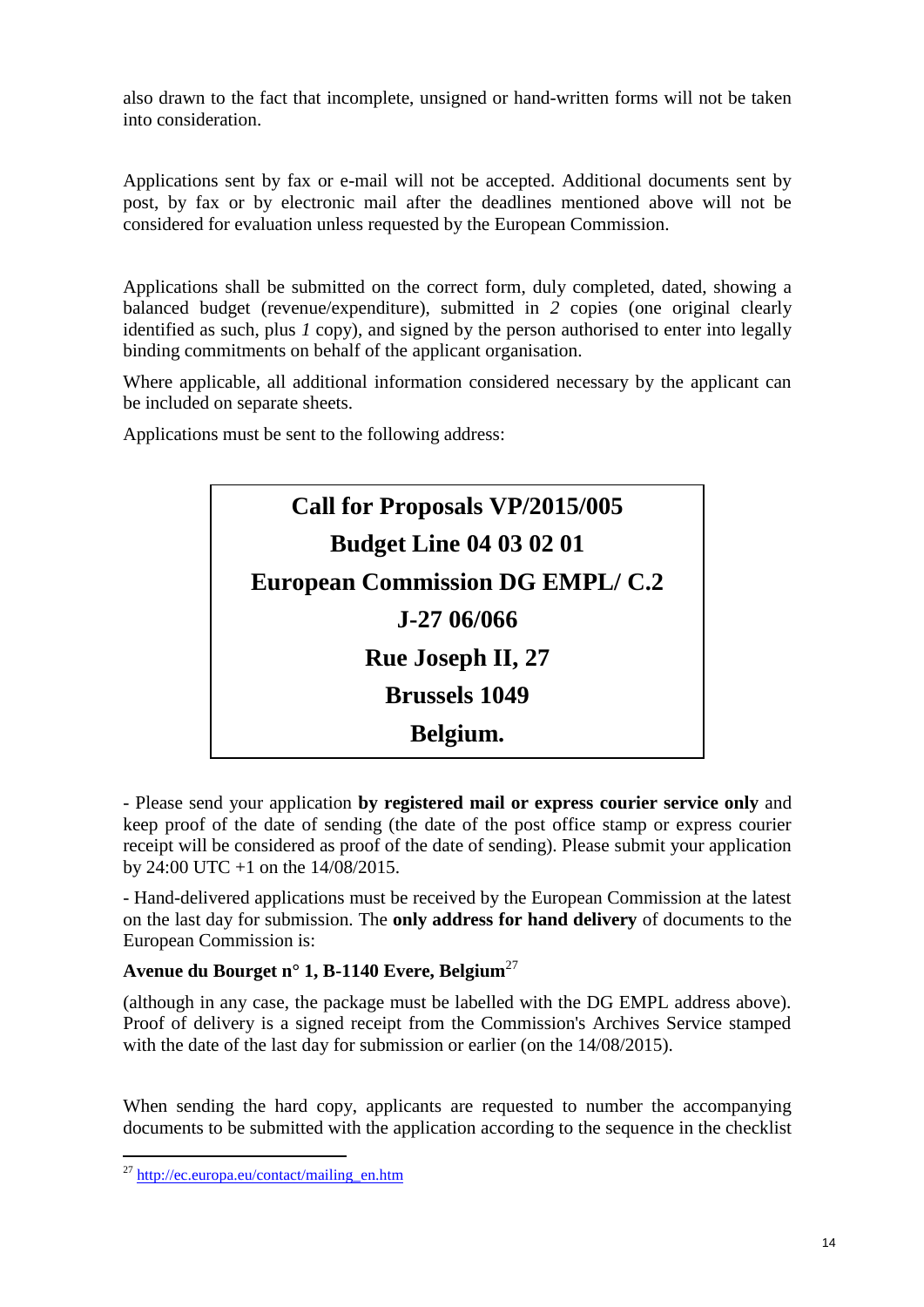also drawn to the fact that incomplete, unsigned or hand-written forms will not be taken into consideration.

Applications sent by fax or e-mail will not be accepted. Additional documents sent by post, by fax or by electronic mail after the deadlines mentioned above will not be considered for evaluation unless requested by the European Commission.

Applications shall be submitted on the correct form, duly completed, dated, showing a balanced budget (revenue/expenditure), submitted in *2* copies (one original clearly identified as such, plus *1* copy), and signed by the person authorised to enter into legally binding commitments on behalf of the applicant organisation.

Where applicable, all additional information considered necessary by the applicant can be included on separate sheets.

Applications must be sent to the following address:

**Call for Proposals VP/2015/005**

**Budget Line 04 03 02 01**

**European Commission DG EMPL/ C.2**

**J-27 06/066**

**Rue Joseph II, 27**

**Brussels 1049**

**Belgium.**

- Please send your application **by registered mail or express courier service only** and keep proof of the date of sending (the date of the post office stamp or express courier receipt will be considered as proof of the date of sending). Please submit your application by 24:00 UTC +1 on the 14/08/2015.

- Hand-delivered applications must be received by the European Commission at the latest on the last day for submission. The **only address for hand delivery** of documents to the European Commission is:

**Avenue du Bourget n° 1, B-1140 Evere, Belgium**[27]

(although in any case, the package must be labelled with the DG EMPL address above). Proof of delivery is a signed receipt from the Commission's Archives Service stamped with the date of the last day for submission or earlier (on the 14/08/2015).

When sending the hard copy, applicants are requested to number the accompanying documents to be submitted with the application according to the sequence in the checklist

[27] http://ec.europa.eu/contact/mailing_en.htm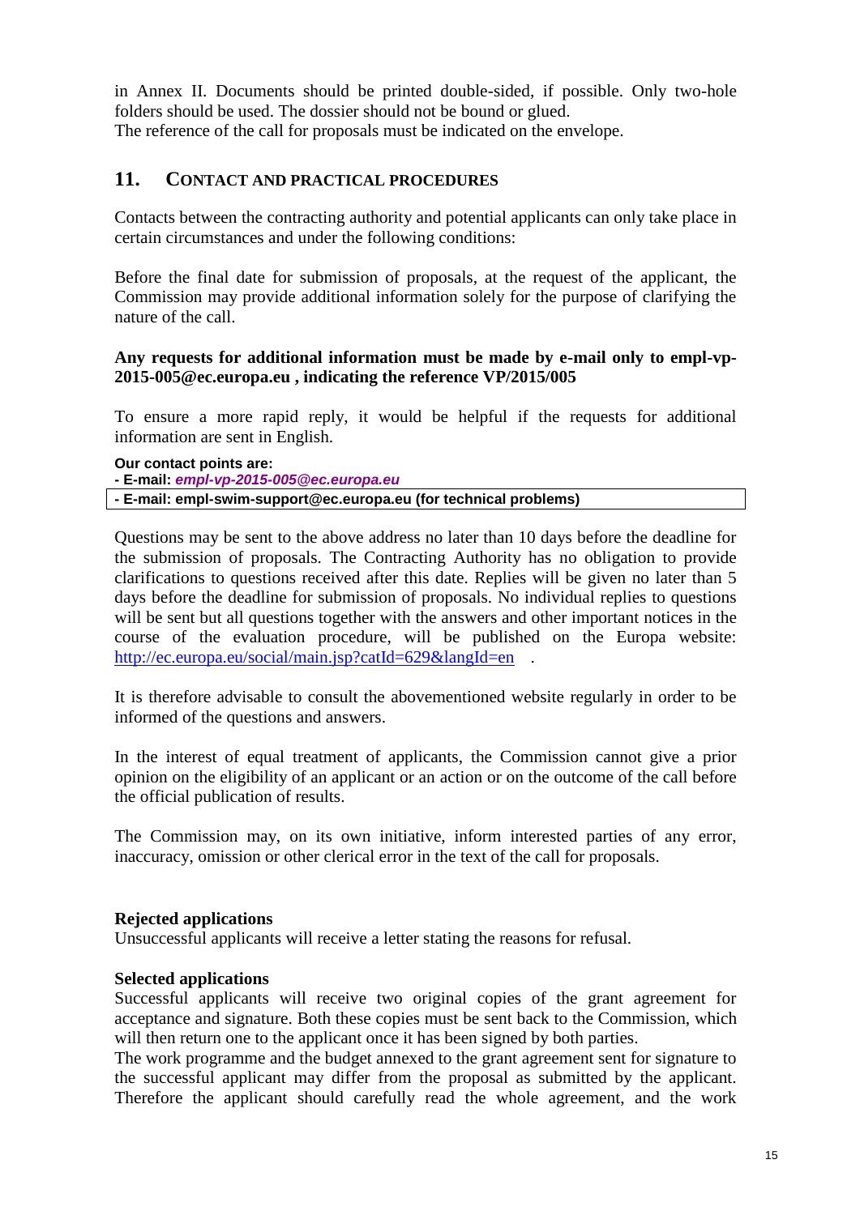in Annex II. Documents should be printed double-sided, if possible. Only two-hole folders should be used. The dossier should not be bound or glued.
The reference of the call for proposals must be indicated on the envelope.

## 11. CONTACT AND PRACTICAL PROCEDURES

Contacts between the contracting authority and potential applicants can only take place in certain circumstances and under the following conditions:

Before the final date for submission of proposals, at the request of the applicant, the Commission may provide additional information solely for the purpose of clarifying the nature of the call.

**Any requests for additional information must be made by e-mail only to empl-vp-2015-005@ec.europa.eu , indicating the reference VP/2015/005**

To ensure a more rapid reply, it would be helpful if the requests for additional information are sent in English.

**Our contact points are:**
**- E-mail:** ***empl-vp-2015-005@ec.europa.eu***
**- E-mail: empl-swim-support@ec.europa.eu (for technical problems)**

Questions may be sent to the above address no later than 10 days before the deadline for the submission of proposals. The Contracting Authority has no obligation to provide clarifications to questions received after this date. Replies will be given no later than 5 days before the deadline for submission of proposals. No individual replies to questions will be sent but all questions together with the answers and other important notices in the course of the evaluation procedure, will be published on the Europa website: http://ec.europa.eu/social/main.jsp?catId=629&langId=en .

It is therefore advisable to consult the abovementioned website regularly in order to be informed of the questions and answers.

In the interest of equal treatment of applicants, the Commission cannot give a prior opinion on the eligibility of an applicant or an action or on the outcome of the call before the official publication of results.

The Commission may, on its own initiative, inform interested parties of any error, inaccuracy, omission or other clerical error in the text of the call for proposals.

**Rejected applications**
Unsuccessful applicants will receive a letter stating the reasons for refusal.

**Selected applications**
Successful applicants will receive two original copies of the grant agreement for acceptance and signature. Both these copies must be sent back to the Commission, which will then return one to the applicant once it has been signed by both parties.
The work programme and the budget annexed to the grant agreement sent for signature to the successful applicant may differ from the proposal as submitted by the applicant. Therefore the applicant should carefully read the whole agreement, and the work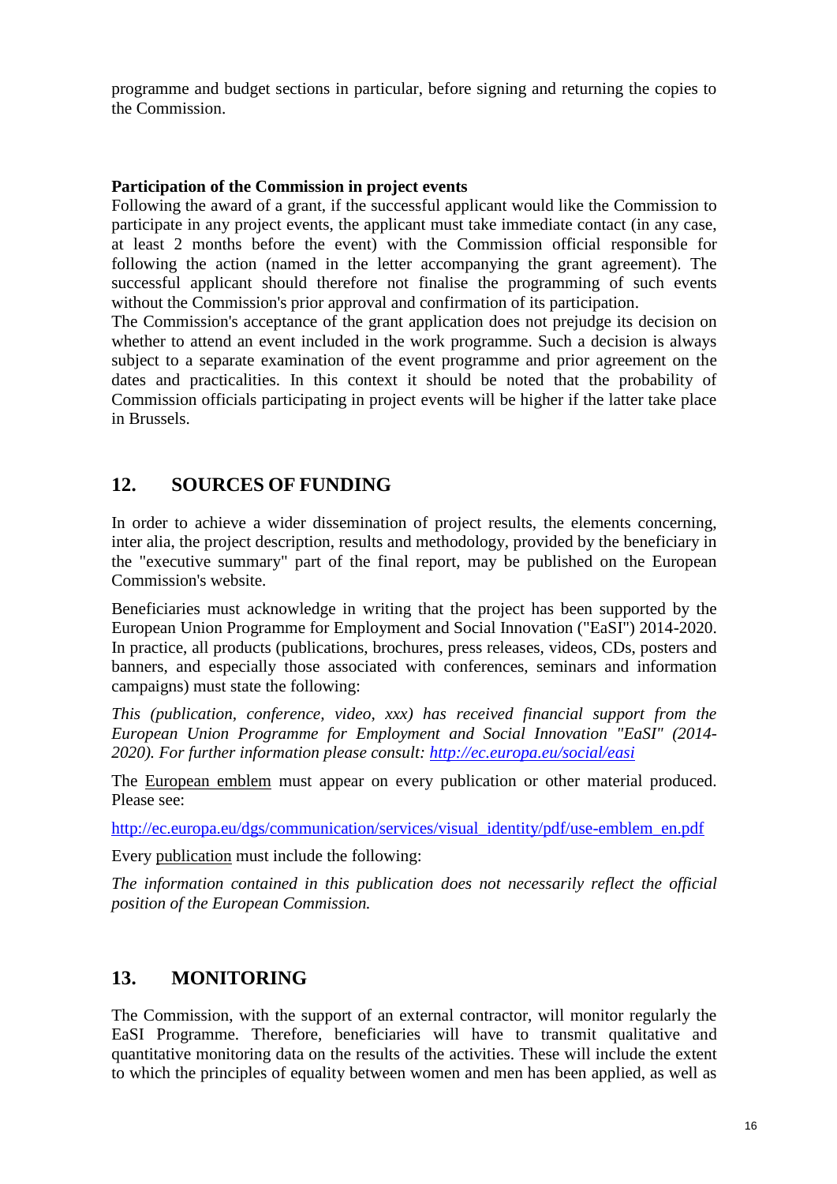programme and budget sections in particular, before signing and returning the copies to the Commission.

**Participation of the Commission in project events**

Following the award of a grant, if the successful applicant would like the Commission to participate in any project events, the applicant must take immediate contact (in any case, at least 2 months before the event) with the Commission official responsible for following the action (named in the letter accompanying the grant agreement). The successful applicant should therefore not finalise the programming of such events without the Commission's prior approval and confirmation of its participation.

The Commission's acceptance of the grant application does not prejudge its decision on whether to attend an event included in the work programme. Such a decision is always subject to a separate examination of the event programme and prior agreement on the dates and practicalities. In this context it should be noted that the probability of Commission officials participating in project events will be higher if the latter take place in Brussels.

## 12. SOURCES OF FUNDING

In order to achieve a wider dissemination of project results, the elements concerning, inter alia, the project description, results and methodology, provided by the beneficiary in the "executive summary" part of the final report, may be published on the European Commission's website.

Beneficiaries must acknowledge in writing that the project has been supported by the European Union Programme for Employment and Social Innovation ("EaSI") 2014-2020. In practice, all products (publications, brochures, press releases, videos, CDs, posters and banners, and especially those associated with conferences, seminars and information campaigns) must state the following:

*This (publication, conference, video, xxx) has received financial support from the European Union Programme for Employment and Social Innovation "EaSI" (2014-2020). For further information please consult: http://ec.europa.eu/social/easi*

The European emblem must appear on every publication or other material produced. Please see:

http://ec.europa.eu/dgs/communication/services/visual_identity/pdf/use-emblem_en.pdf

Every publication must include the following:

*The information contained in this publication does not necessarily reflect the official position of the European Commission.*

## 13. MONITORING

The Commission, with the support of an external contractor, will monitor regularly the EaSI Programme. Therefore, beneficiaries will have to transmit qualitative and quantitative monitoring data on the results of the activities. These will include the extent to which the principles of equality between women and men has been applied, as well as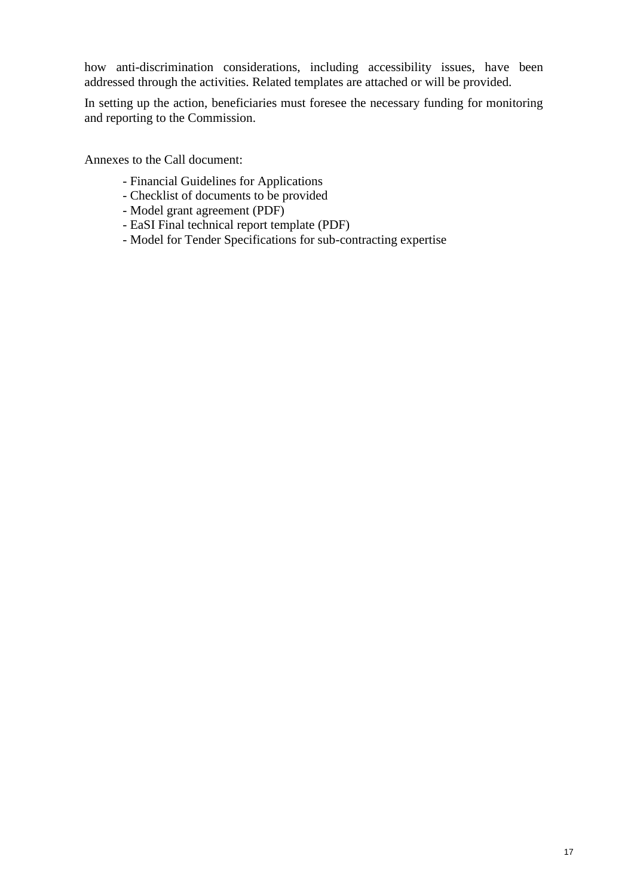how anti-discrimination considerations, including accessibility issues, have been addressed through the activities. Related templates are attached or will be provided.

In setting up the action, beneficiaries must foresee the necessary funding for monitoring and reporting to the Commission.

Annexes to the Call document:

- Financial Guidelines for Applications
- Checklist of documents to be provided
- Model grant agreement (PDF)
- EaSI Final technical report template (PDF)
- Model for Tender Specifications for sub-contracting expertise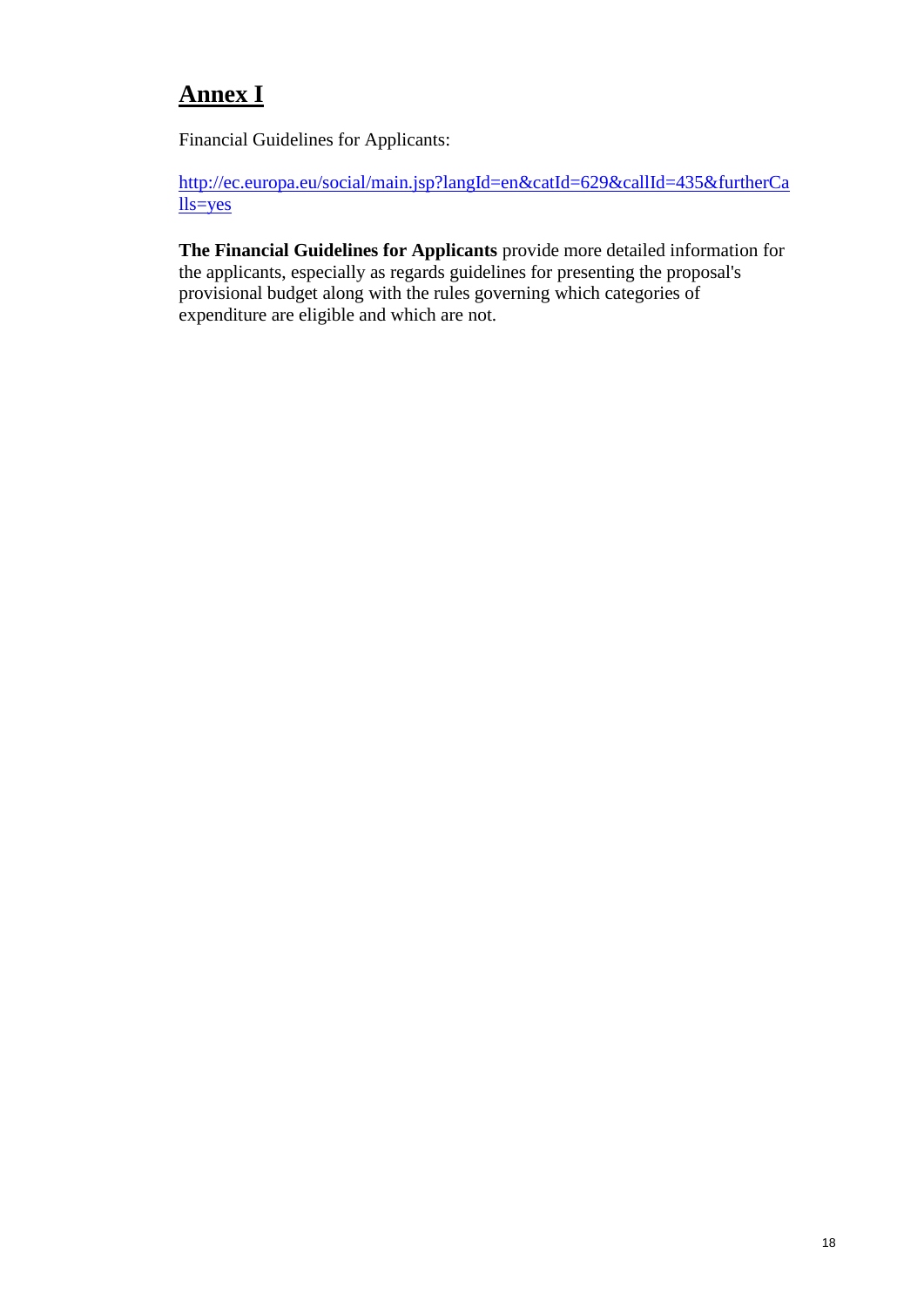# Annex I

Financial Guidelines for Applicants:

http://ec.europa.eu/social/main.jsp?langId=en&catId=629&callId=435&furtherCalls=yes

**The Financial Guidelines for Applicants** provide more detailed information for the applicants, especially as regards guidelines for presenting the proposal's provisional budget along with the rules governing which categories of expenditure are eligible and which are not.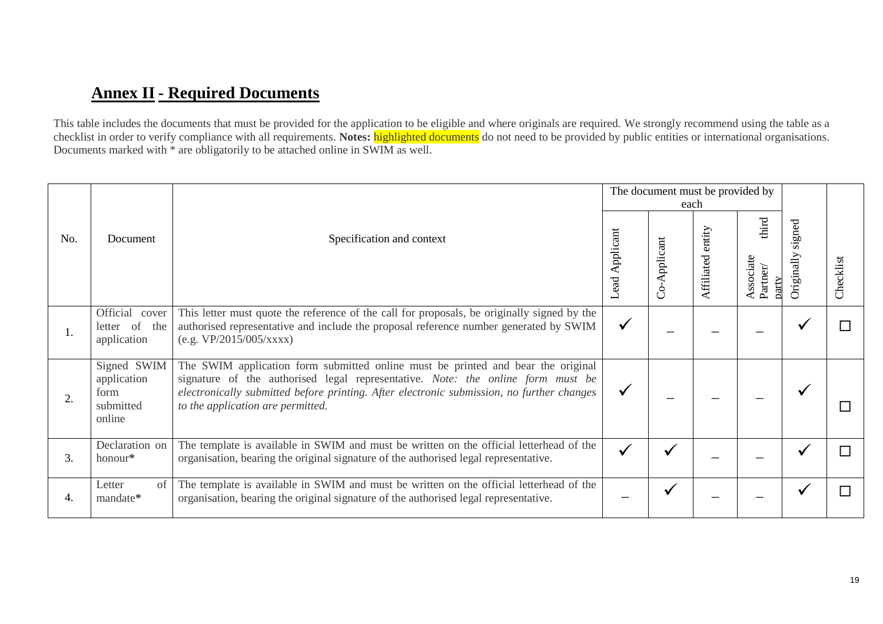## Annex II - Required Documents

This table includes the documents that must be provided for the application to be eligible and where originals are required. We strongly recommend using the table as a checklist in order to verify compliance with all requirements. **Notes:** highlighted documents do not need to be provided by public entities or international organisations. Documents marked with * are obligatorily to be attached online in SWIM as well.

| No. | Document | Specification and context | The document must be provided by each | | | | Originally signed | Checklist |
|---|---|---|---|---|---|---|---|---|
| | | | Lead Applicant | Co-Applicant | Affiliated entity | Associate Partner/ third party | | |
| 1. | Official cover letter of the application | This letter must quote the reference of the call for proposals, be originally signed by the authorised representative and include the proposal reference number generated by SWIM (e.g. VP/2015/005/xxxx) | ✓ | – | – | – | ✓ | ☐ |
| 2. | Signed SWIM application form submitted online | The SWIM application form submitted online must be printed and bear the original signature of the authorised legal representative. *Note: the online form must be electronically submitted before printing. After electronic submission, no further changes to the application are permitted.* | ✓ | – | – | – | ✓ | ☐ |
| 3. | Declaration on honour* | The template is available in SWIM and must be written on the official letterhead of the organisation, bearing the original signature of the authorised legal representative. | ✓ | ✓ | – | – | ✓ | ☐ |
| 4. | Letter of mandate* | The template is available in SWIM and must be written on the official letterhead of the organisation, bearing the original signature of the authorised legal representative. | – | ✓ | – | – | ✓ | ☐ |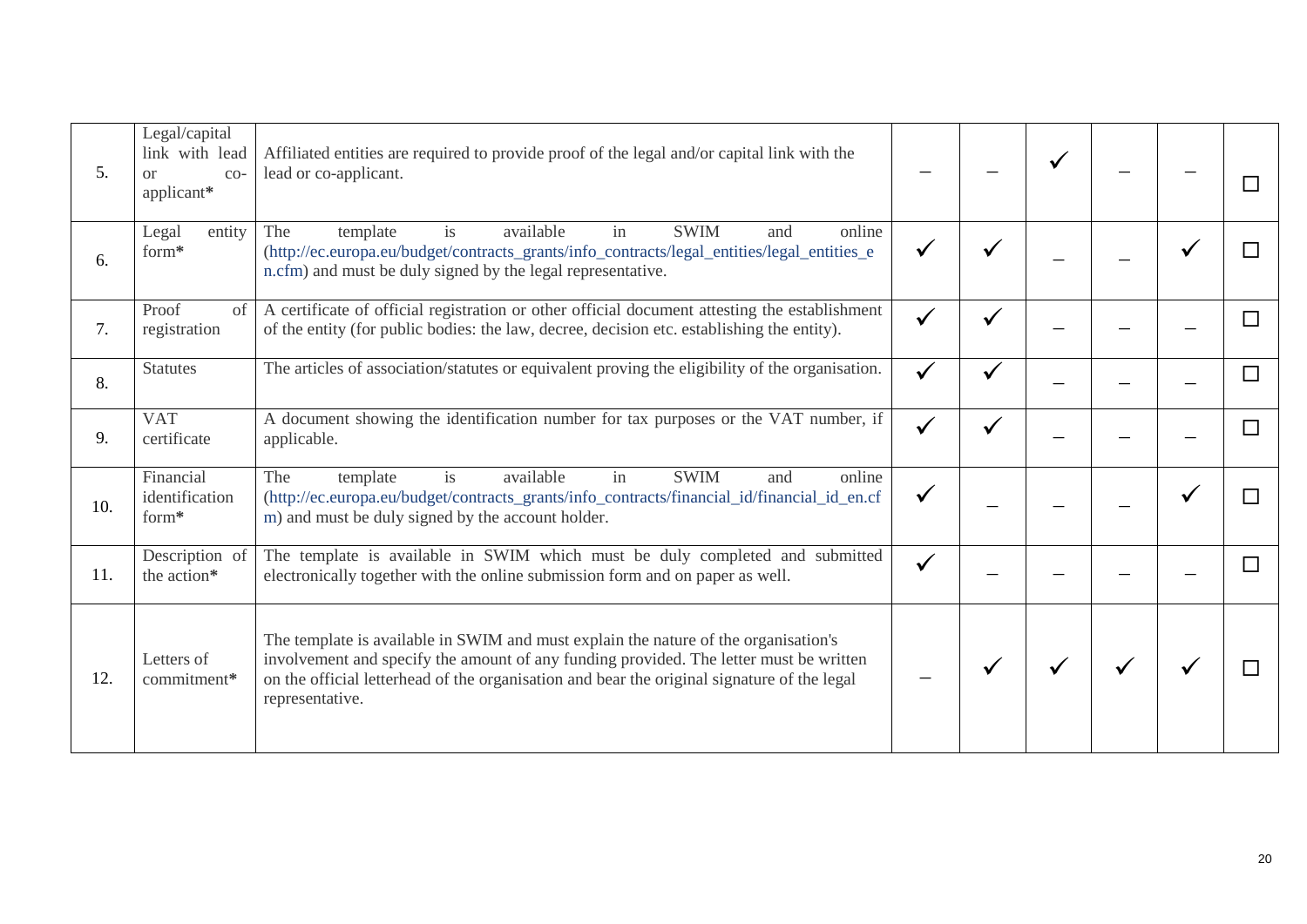| 5. | Legal/capital link with lead or co-applicant* | Affiliated entities are required to provide proof of the legal and/or capital link with the lead or co-applicant. | – | – | ✓ | – | – | ☐ |
|---|---|---|---|---|---|---|---|---|
| 6. | Legal entity form* | The template is available in SWIM and online (http://ec.europa.eu/budget/contracts_grants/info_contracts/legal_entities/legal_entities_en.cfm) and must be duly signed by the legal representative. | ✓ | ✓ | – | – | ✓ | ☐ |
| 7. | Proof of registration | A certificate of official registration or other official document attesting the establishment of the entity (for public bodies: the law, decree, decision etc. establishing the entity). | ✓ | ✓ | – | – | – | ☐ |
| 8. | Statutes | The articles of association/statutes or equivalent proving the eligibility of the organisation. | ✓ | ✓ | – | – | – | ☐ |
| 9. | VAT certificate | A document showing the identification number for tax purposes or the VAT number, if applicable. | ✓ | ✓ | – | – | – | ☐ |
| 10. | Financial identification form* | The template is available in SWIM and online (http://ec.europa.eu/budget/contracts_grants/info_contracts/financial_id/financial_id_en.cfm) and must be duly signed by the account holder. | ✓ | – | – | – | ✓ | ☐ |
| 11. | Description of the action* | The template is available in SWIM which must be duly completed and submitted electronically together with the online submission form and on paper as well. | ✓ | – | – | – | – | ☐ |
| 12. | Letters of commitment* | The template is available in SWIM and must explain the nature of the organisation's involvement and specify the amount of any funding provided. The letter must be written on the official letterhead of the organisation and bear the original signature of the legal representative. | – | ✓ | ✓ | ✓ | ✓ | ☐ |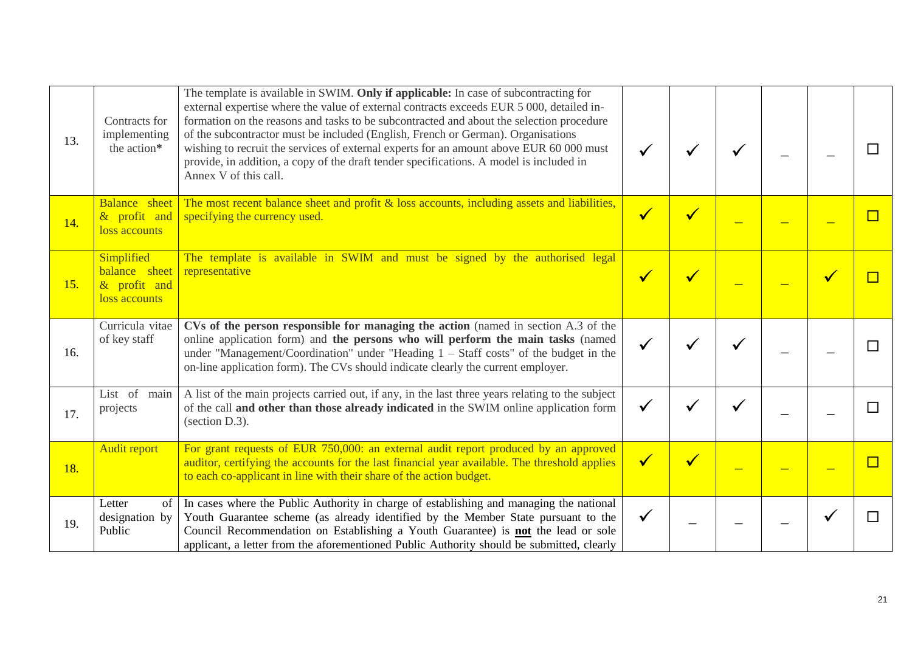| | | | | | | | | |
|---|---|---|---|---|---|---|---|---|
| 13. | Contracts for implementing the action* | The template is available in SWIM. **Only if applicable:** In case of subcontracting for external expertise where the value of external contracts exceeds EUR 5 000, detailed information on the reasons and tasks to be subcontracted and about the selection procedure of the subcontractor must be included (English, French or German). Organisations wishing to recruit the services of external experts for an amount above EUR 60 000 must provide, in addition, a copy of the draft tender specifications. A model is included in Annex V of this call. | ✓ | ✓ | ✓ | – | – | ☐ |
| 14. | Balance sheet & profit and loss accounts | The most recent balance sheet and profit & loss accounts, including assets and liabilities, specifying the currency used. | ✓ | ✓ | – | – | – | ☐ |
| 15. | Simplified balance sheet & profit and loss accounts | The template is available in SWIM and must be signed by the authorised legal representative | ✓ | ✓ | – | – | ✓ | ☐ |
| 16. | Curricula vitae of key staff | **CVs of the person responsible for managing the action** (named in section A.3 of the online application form) and **the persons who will perform the main tasks** (named under "Management/Coordination" under "Heading 1 – Staff costs" of the budget in the on-line application form). The CVs should indicate clearly the current employer. | ✓ | ✓ | ✓ | – | – | ☐ |
| 17. | List of main projects | A list of the main projects carried out, if any, in the last three years relating to the subject of the call **and other than those already indicated** in the SWIM online application form (section D.3). | ✓ | ✓ | ✓ | – | – | ☐ |
| 18. | Audit report | For grant requests of EUR 750,000: an external audit report produced by an approved auditor, certifying the accounts for the last financial year available. The threshold applies to each co-applicant in line with their share of the action budget. | ✓ | ✓ | – | – | – | ☐ |
| 19. | Letter of designation by Public | In cases where the Public Authority in charge of establishing and managing the national Youth Guarantee scheme (as already identified by the Member State pursuant to the Council Recommendation on Establishing a Youth Guarantee) is **not** the lead or sole applicant, a letter from the aforementioned Public Authority should be submitted, clearly | ✓ | – | – | – | ✓ | ☐ |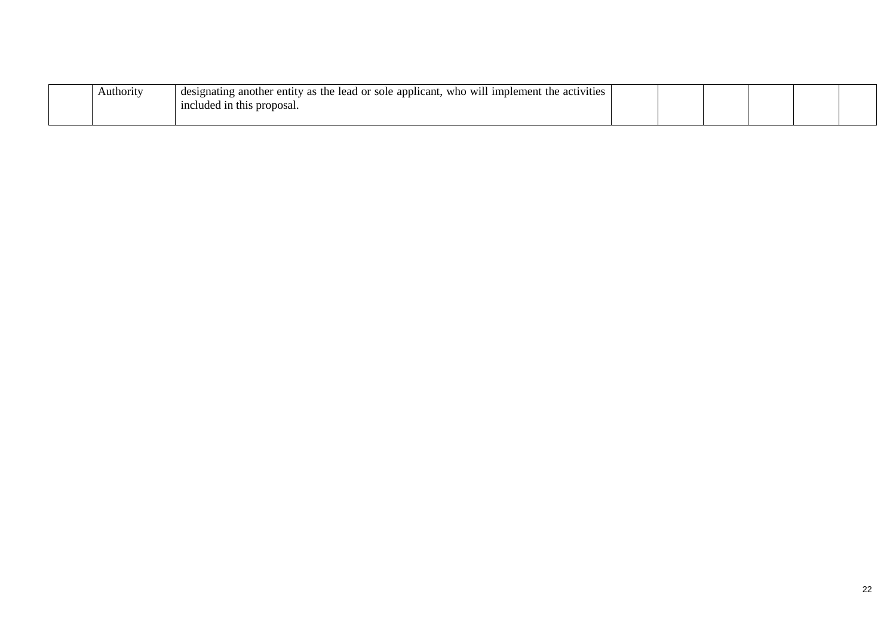|  |  |  |  |  |  |  |  |  |
|---|---|---|---|---|---|---|---|---|
|  | Authority | designating another entity as the lead or sole applicant, who will implement the activities included in this proposal. |  |  |  |  |  |  |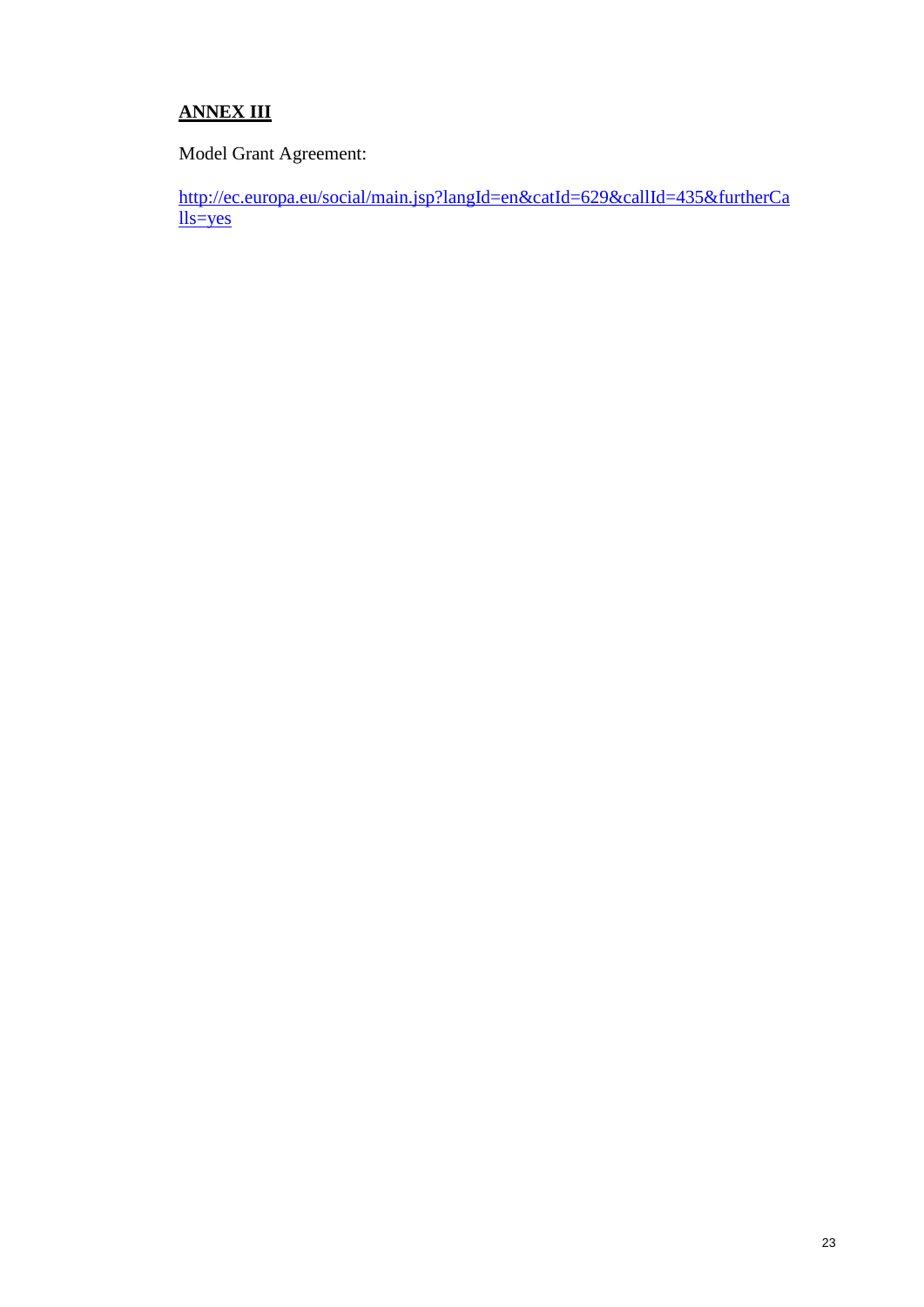## **ANNEX III**

Model Grant Agreement:

http://ec.europa.eu/social/main.jsp?langId=en&catId=629&callId=435&furtherCalls=yes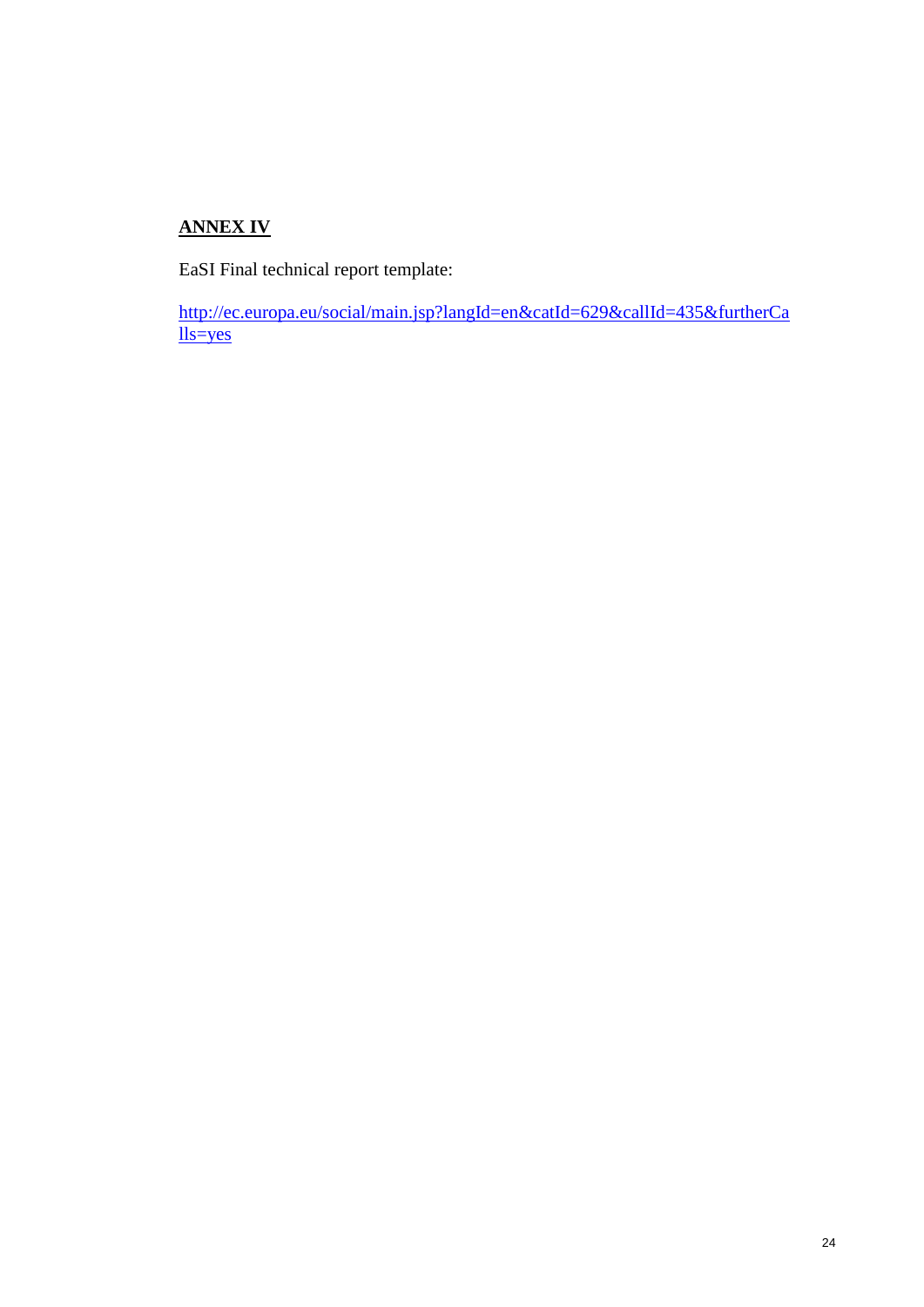**ANNEX IV**

EaSI Final technical report template:

http://ec.europa.eu/social/main.jsp?langId=en&catId=629&callId=435&furtherCalls=yes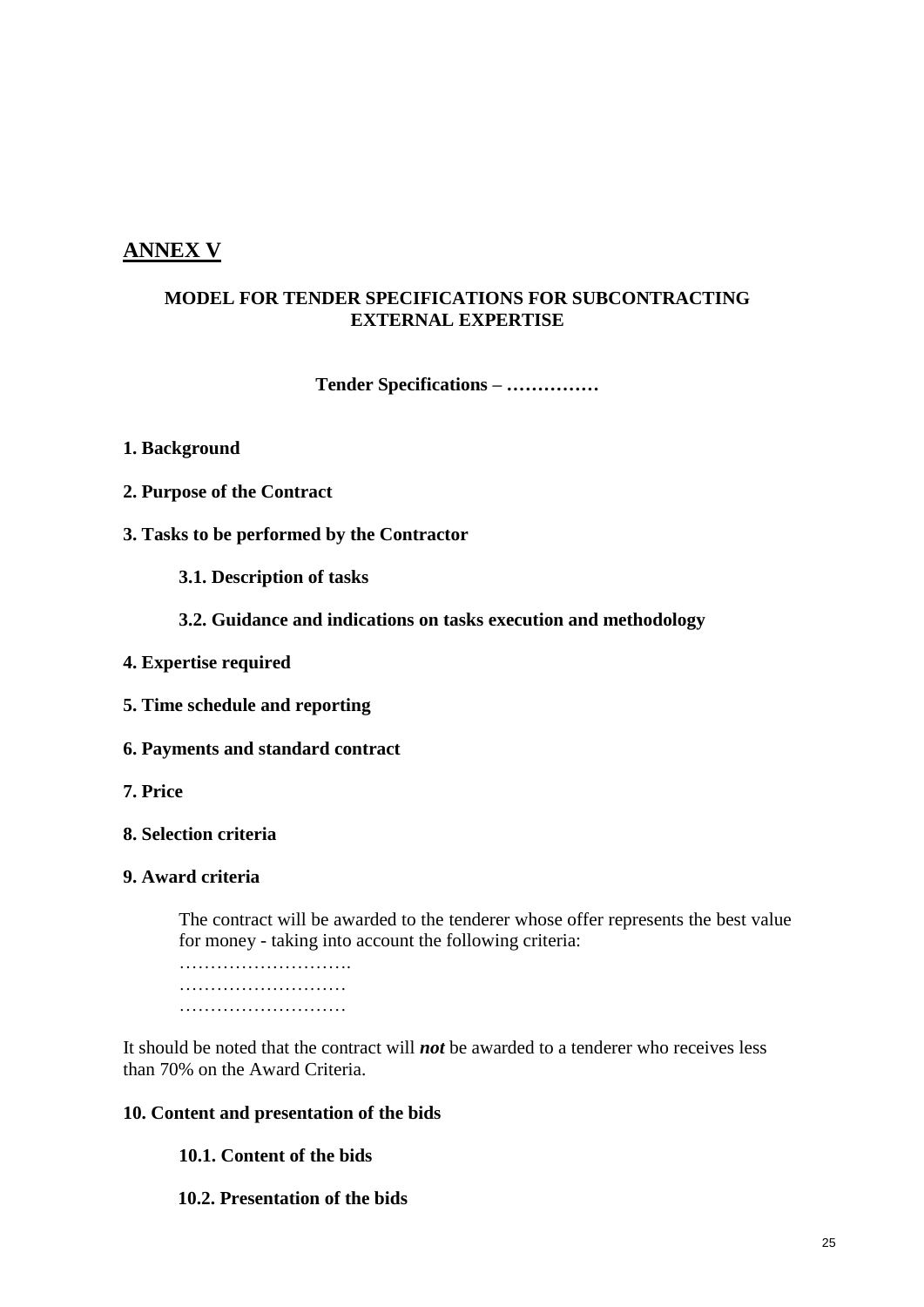# ANNEX V

## MODEL FOR TENDER SPECIFICATIONS FOR SUBCONTRACTING EXTERNAL EXPERTISE

**Tender Specifications – ……………**

### 1. Background

### 2. Purpose of the Contract

### 3. Tasks to be performed by the Contractor

#### 3.1. Description of tasks

#### 3.2. Guidance and indications on tasks execution and methodology

### 4. Expertise required

### 5. Time schedule and reporting

### 6. Payments and standard contract

### 7. Price

### 8. Selection criteria

### 9. Award criteria

The contract will be awarded to the tenderer whose offer represents the best value for money - taking into account the following criteria:

……………………….
………………………
………………………

It should be noted that the contract will ***not*** be awarded to a tenderer who receives less than 70% on the Award Criteria.

### 10. Content and presentation of the bids

#### 10.1. Content of the bids

#### 10.2. Presentation of the bids